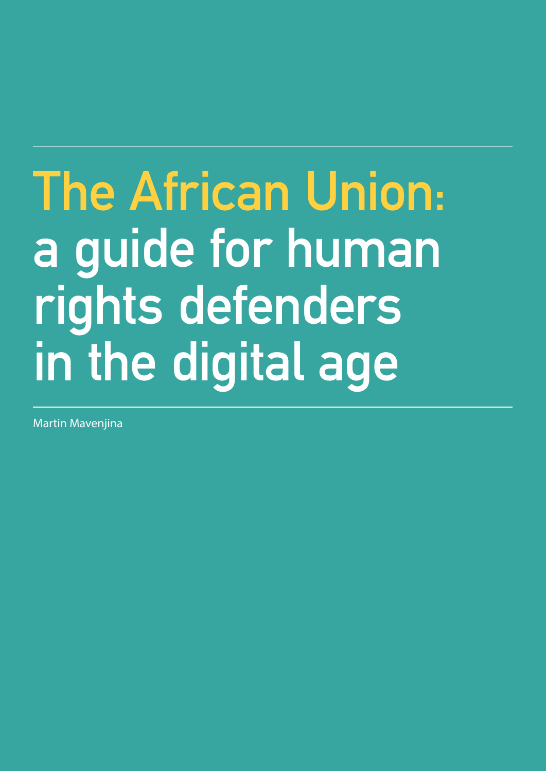# The African Union: a guide for human rights defenders in the digital age

Martin Mavenjina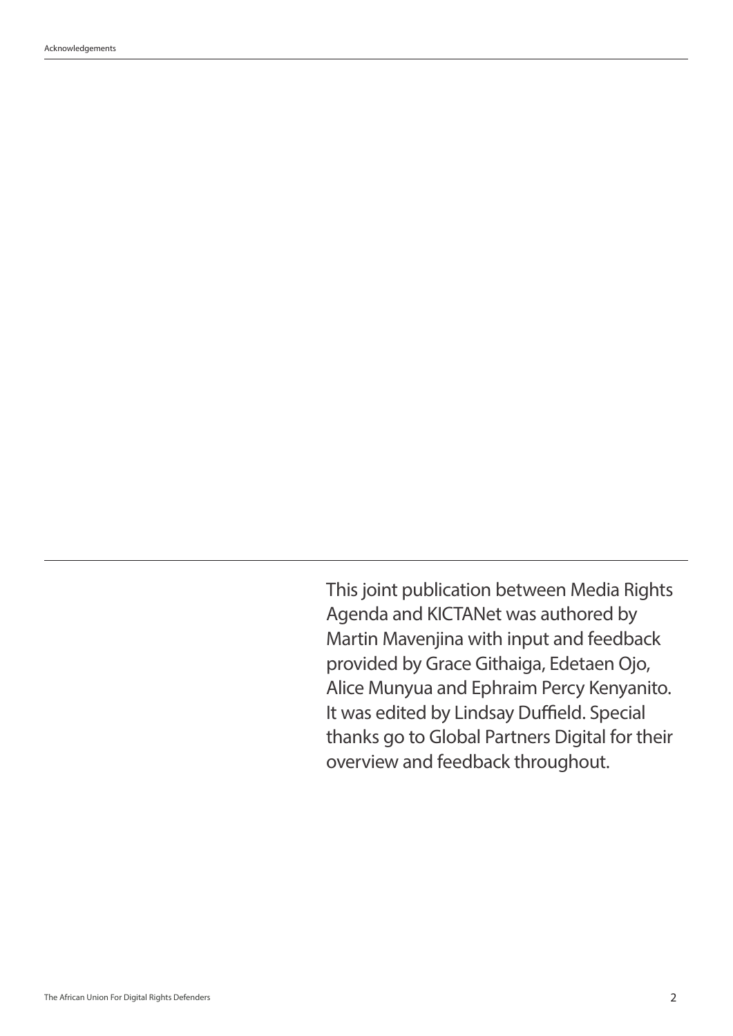This joint publication between Media Rights Agenda and KICTANet was authored by Martin Mavenjina with input and feedback provided by Grace Githaiga, Edetaen Ojo, Alice Munyua and Ephraim Percy Kenyanito. It was edited by Lindsay Duffield. Special thanks go to Global Partners Digital for their overview and feedback throughout.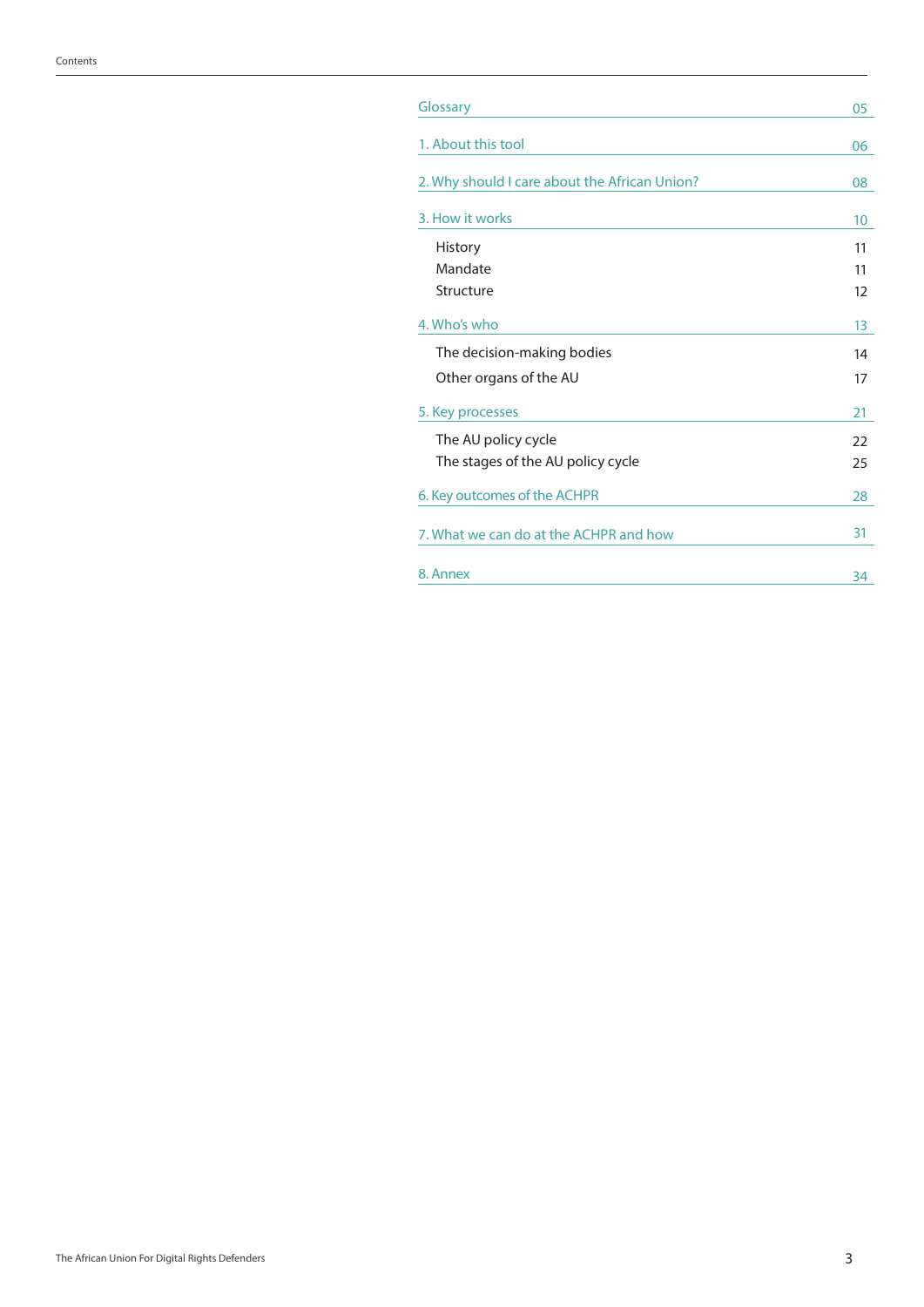# Contents

| | |
|---|---|
| Glossary | 05 |
| 1. About this tool | 06 |
| 2. Why should I care about the African Union? | 08 |
| 3. How it works | 10 |
| History | 11 |
| Mandate | 11 |
| Structure | 12 |
| 4. Who's who | 13 |
| The decision-making bodies | 14 |
| Other organs of the AU | 17 |
| 5. Key processes | 21 |
| The AU policy cycle | 22 |
| The stages of the AU policy cycle | 25 |
| 6. Key outcomes of the ACHPR | 28 |
| 7. What we can do at the ACHPR and how | 31 |
| 8. Annex | 34 |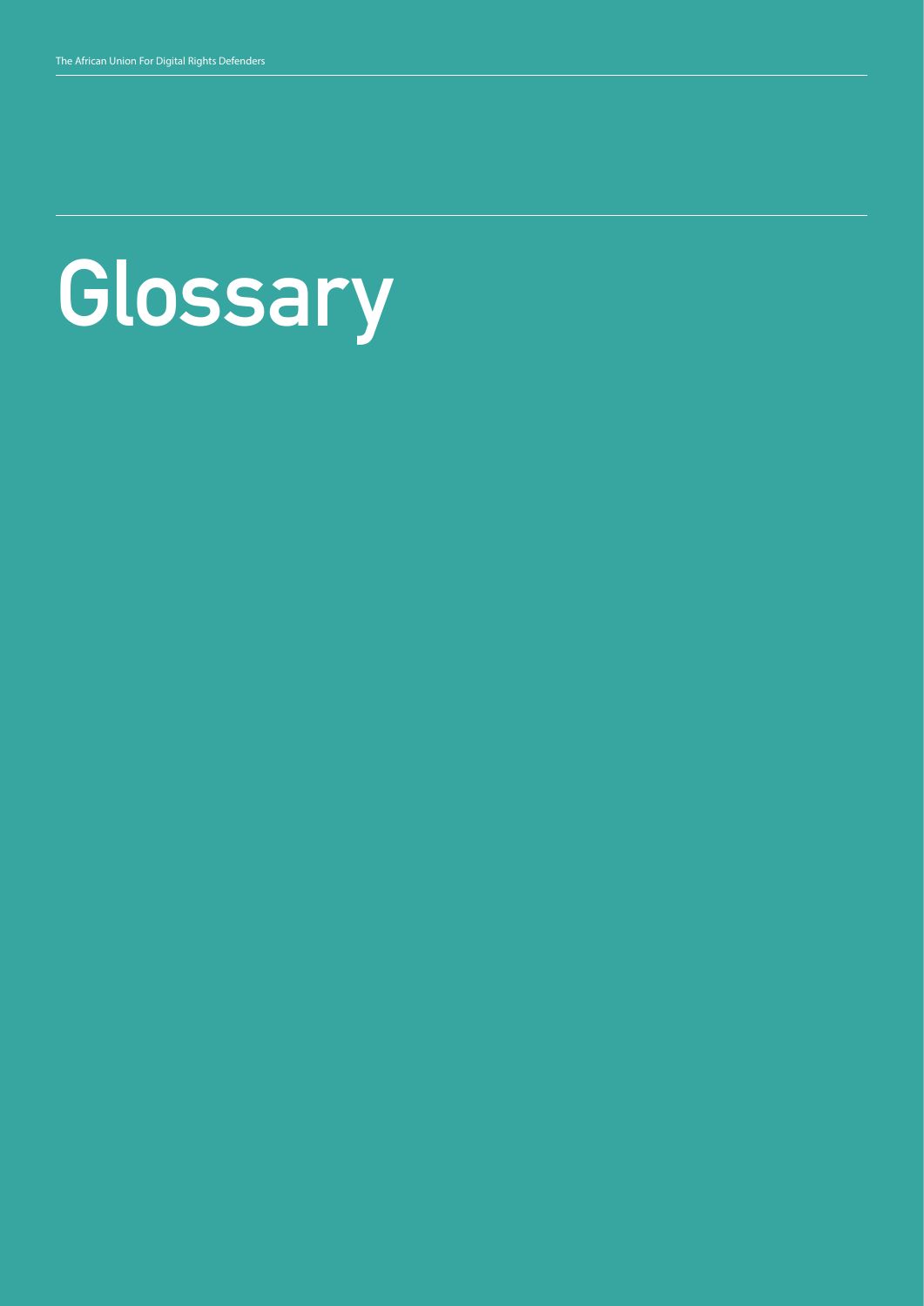# Glossary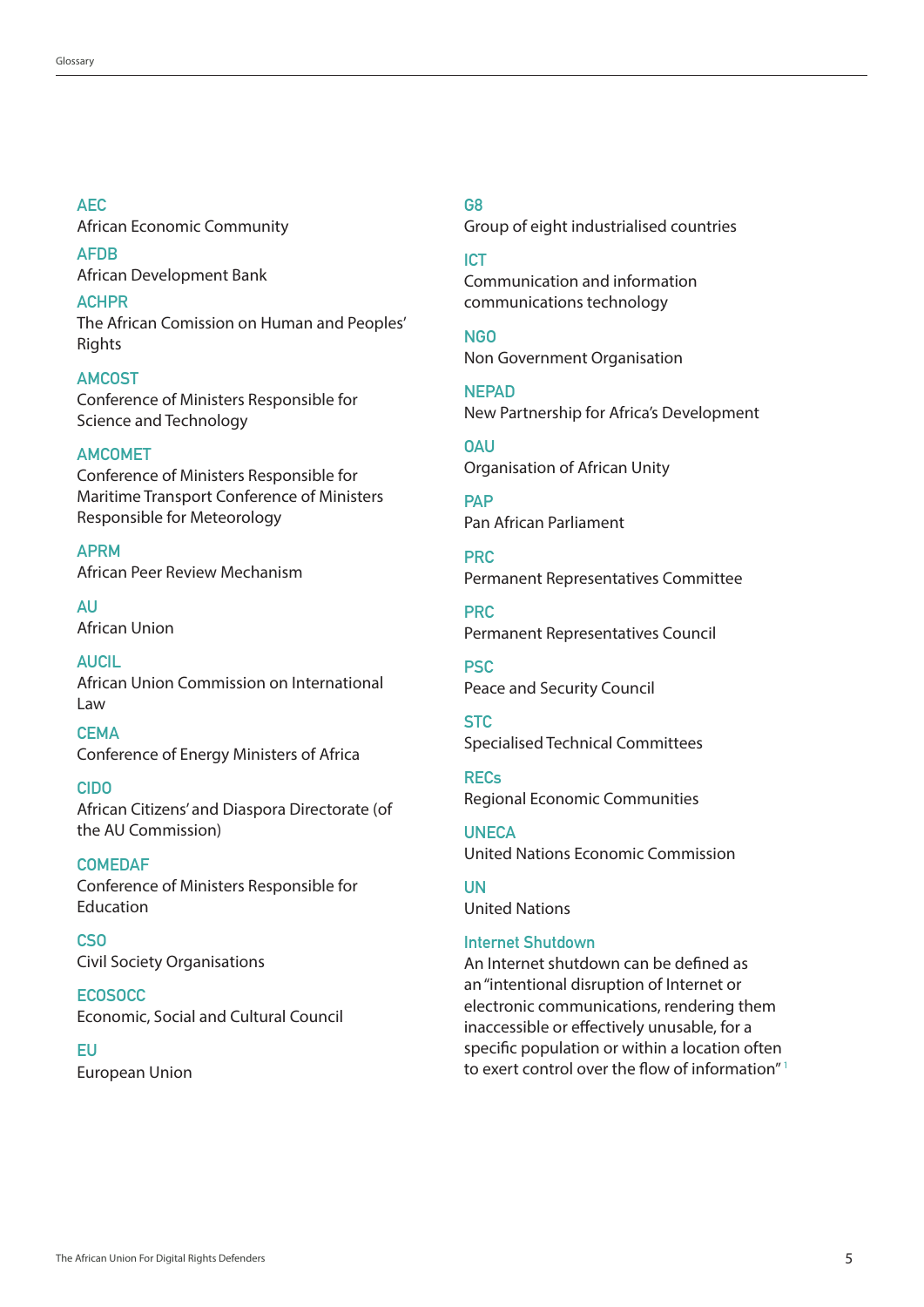**AEC**
African Economic Community

**AFDB**
African Development Bank

**ACHPR**
The African Comission on Human and Peoples' Rights

**AMCOST**
Conference of Ministers Responsible for Science and Technology

**AMCOMET**
Conference of Ministers Responsible for Maritime Transport Conference of Ministers Responsible for Meteorology

**APRM**
African Peer Review Mechanism

**AU**
African Union

**AUCIL**
African Union Commission on International Law

**CEMA**
Conference of Energy Ministers of Africa

**CIDO**
African Citizens' and Diaspora Directorate (of the AU Commission)

**COMEDAF**
Conference of Ministers Responsible for Education

**CSO**
Civil Society Organisations

**ECOSOCC**
Economic, Social and Cultural Council

**EU**
European Union

**G8**
Group of eight industrialised countries

**ICT**
Communication and information communications technology

**NGO**
Non Government Organisation

**NEPAD**
New Partnership for Africa's Development

**OAU**
Organisation of African Unity

**PAP**
Pan African Parliament

**PRC**
Permanent Representatives Committee

**PRC**
Permanent Representatives Council

**PSC**
Peace and Security Council

**STC**
Specialised Technical Committees

**RECs**
Regional Economic Communities

**UNECA**
United Nations Economic Commission

**UN**
United Nations

**Internet Shutdown**
An Internet shutdown can be defined as an "intentional disruption of Internet or electronic communications, rendering them inaccessible or effectively unusable, for a specific population or within a location often to exert control over the flow of information" [1]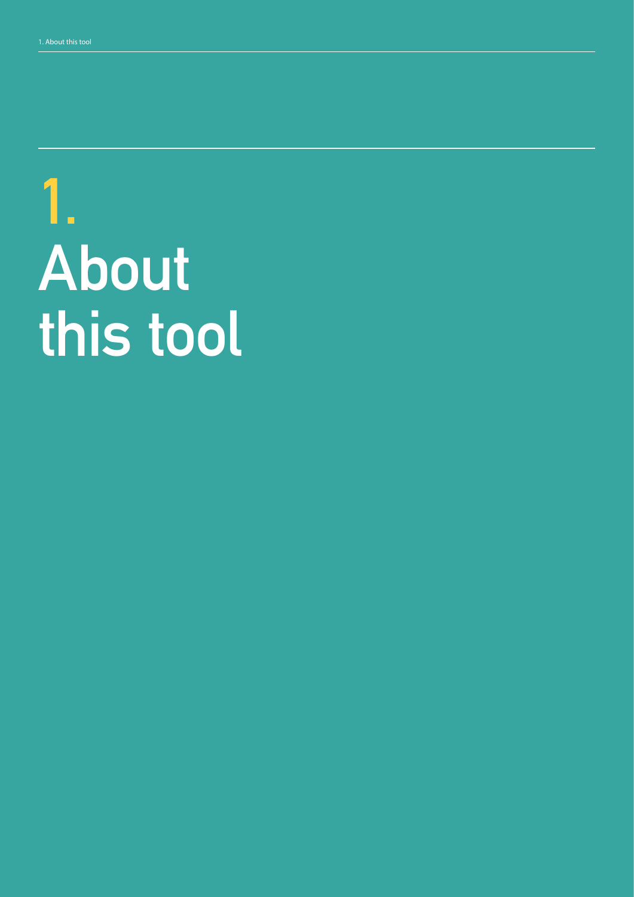# 1. About this tool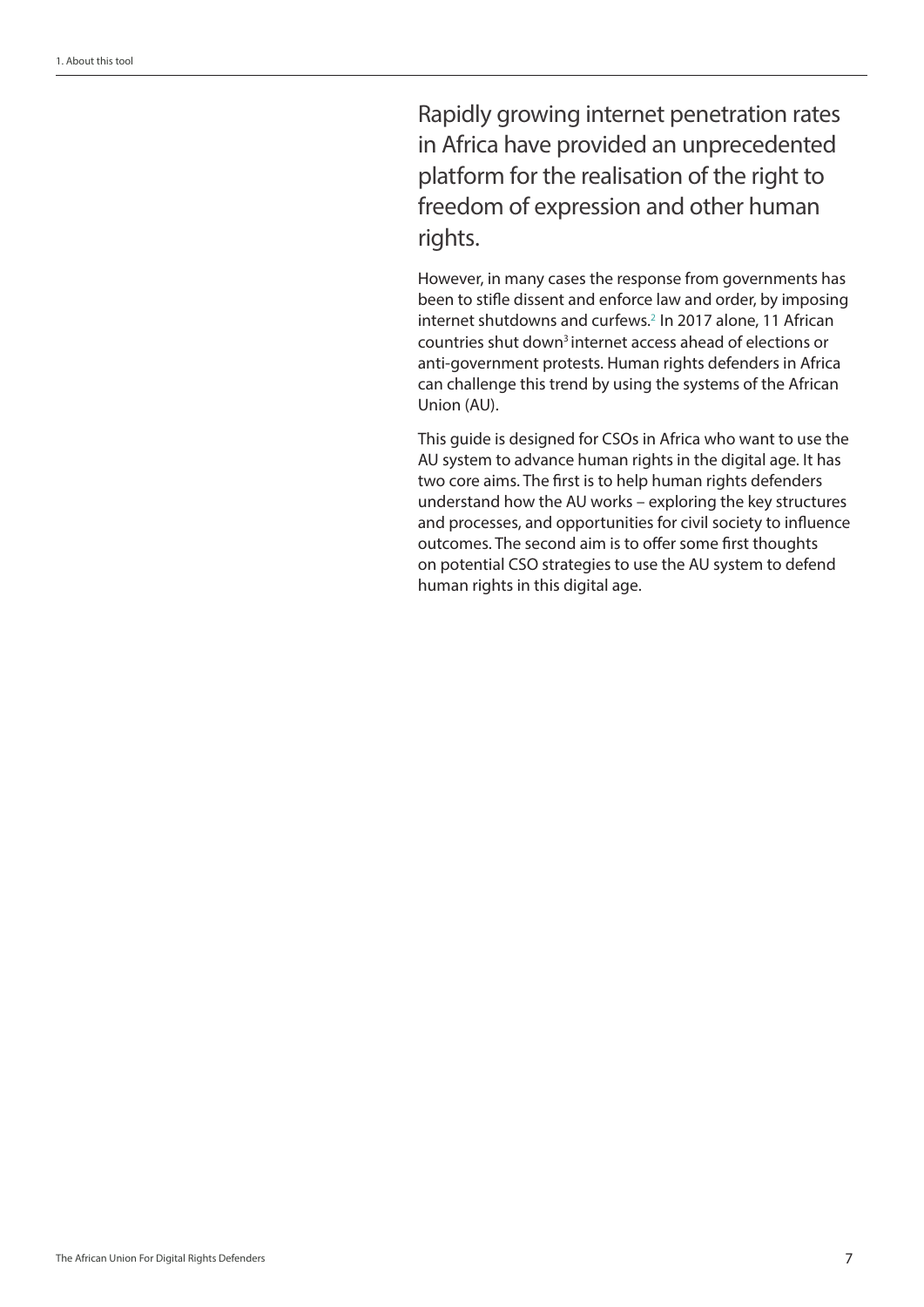Rapidly growing internet penetration rates in Africa have provided an unprecedented platform for the realisation of the right to freedom of expression and other human rights.

However, in many cases the response from governments has been to stifle dissent and enforce law and order, by imposing internet shutdowns and curfews.[2] In 2017 alone, 11 African countries shut down[3] internet access ahead of elections or anti-government protests. Human rights defenders in Africa can challenge this trend by using the systems of the African Union (AU).

This guide is designed for CSOs in Africa who want to use the AU system to advance human rights in the digital age. It has two core aims. The first is to help human rights defenders understand how the AU works – exploring the key structures and processes, and opportunities for civil society to influence outcomes. The second aim is to offer some first thoughts on potential CSO strategies to use the AU system to defend human rights in this digital age.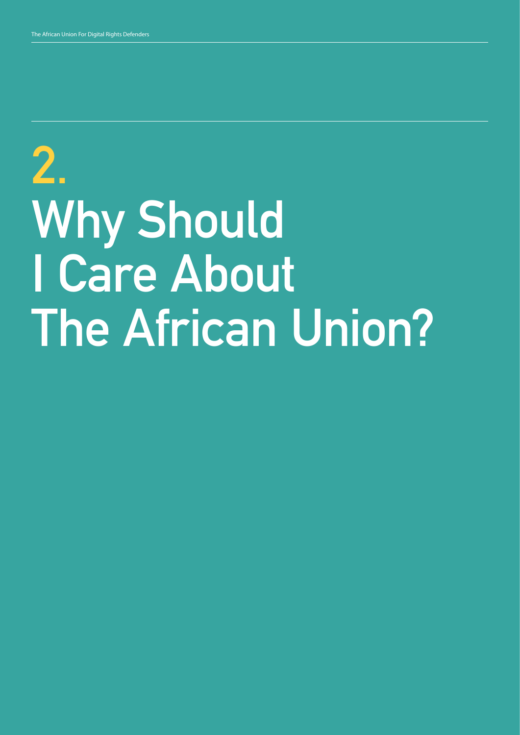# 2. Why Should I Care About The African Union?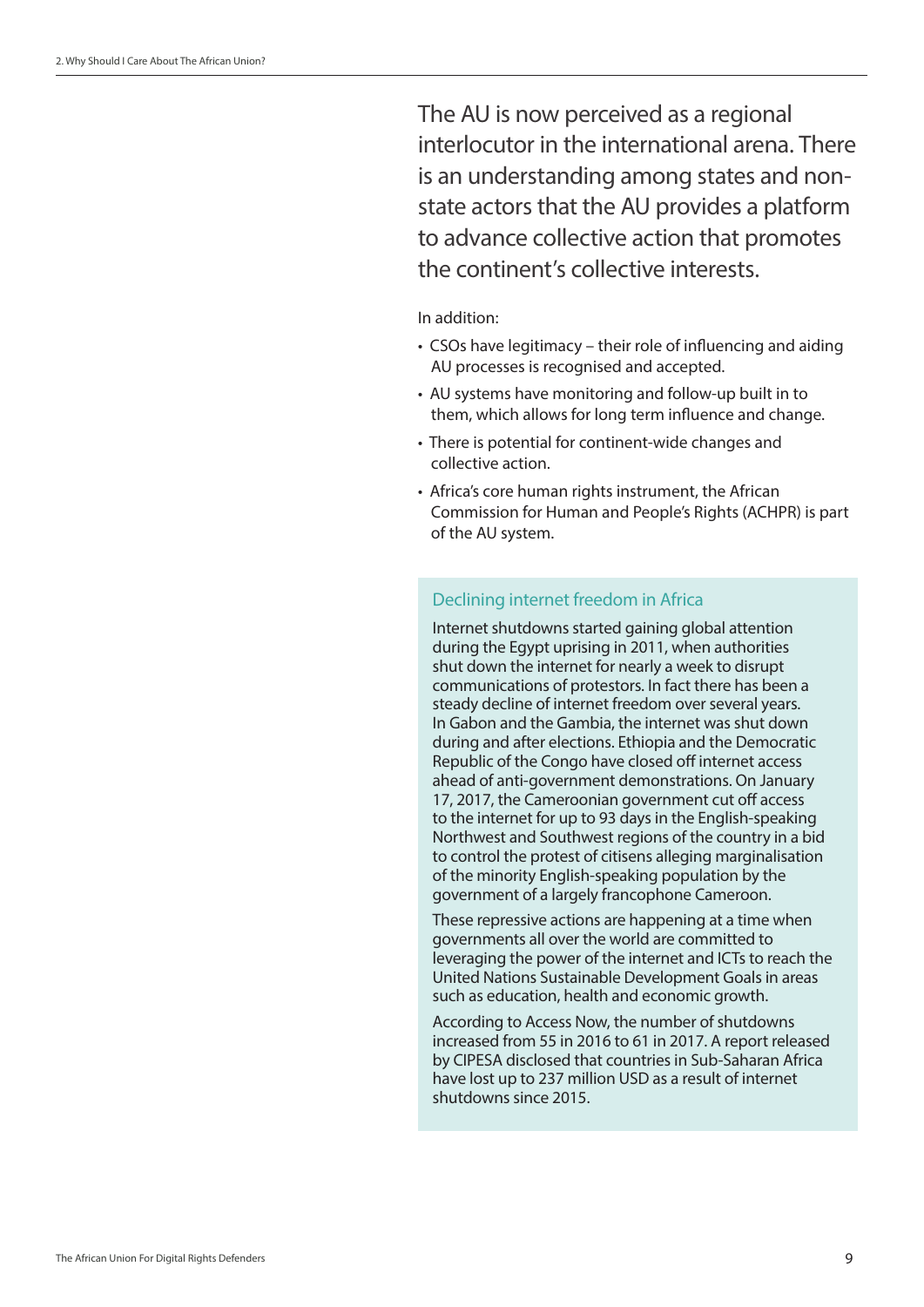The AU is now perceived as a regional interlocutor in the international arena. There is an understanding among states and non-state actors that the AU provides a platform to advance collective action that promotes the continent's collective interests.

In addition:

- CSOs have legitimacy – their role of influencing and aiding AU processes is recognised and accepted.
- AU systems have monitoring and follow-up built in to them, which allows for long term influence and change.
- There is potential for continent-wide changes and collective action.
- Africa's core human rights instrument, the African Commission for Human and People's Rights (ACHPR) is part of the AU system.

### Declining internet freedom in Africa

Internet shutdowns started gaining global attention during the Egypt uprising in 2011, when authorities shut down the internet for nearly a week to disrupt communications of protestors. In fact there has been a steady decline of internet freedom over several years. In Gabon and the Gambia, the internet was shut down during and after elections. Ethiopia and the Democratic Republic of the Congo have closed off internet access ahead of anti-government demonstrations. On January 17, 2017, the Cameroonian government cut off access to the internet for up to 93 days in the English-speaking Northwest and Southwest regions of the country in a bid to control the protest of citisens alleging marginalisation of the minority English-speaking population by the government of a largely francophone Cameroon.

These repressive actions are happening at a time when governments all over the world are committed to leveraging the power of the internet and ICTs to reach the United Nations Sustainable Development Goals in areas such as education, health and economic growth.

According to Access Now, the number of shutdowns increased from 55 in 2016 to 61 in 2017. A report released by CIPESA disclosed that countries in Sub-Saharan Africa have lost up to 237 million USD as a result of internet shutdowns since 2015.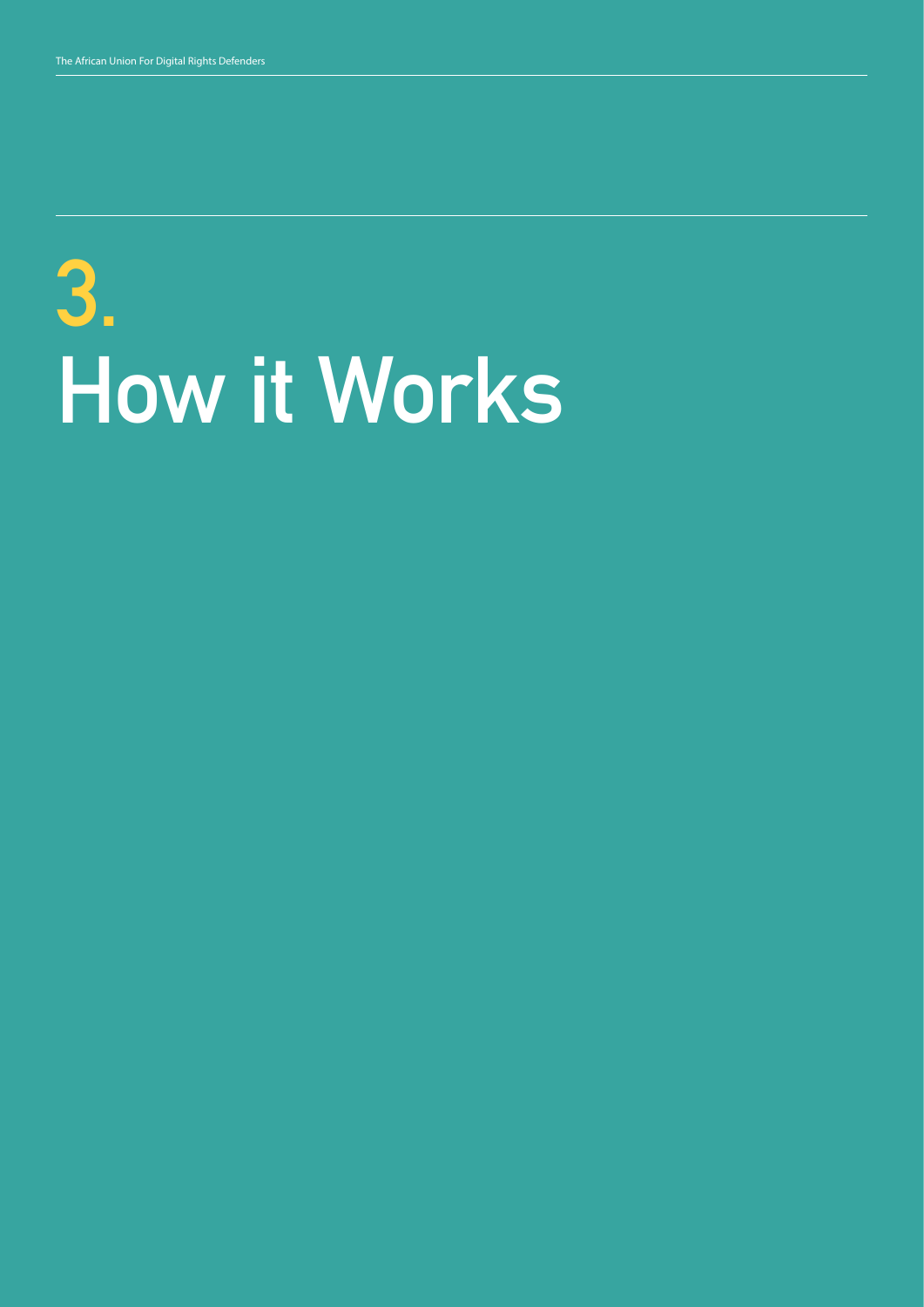# 3. How it Works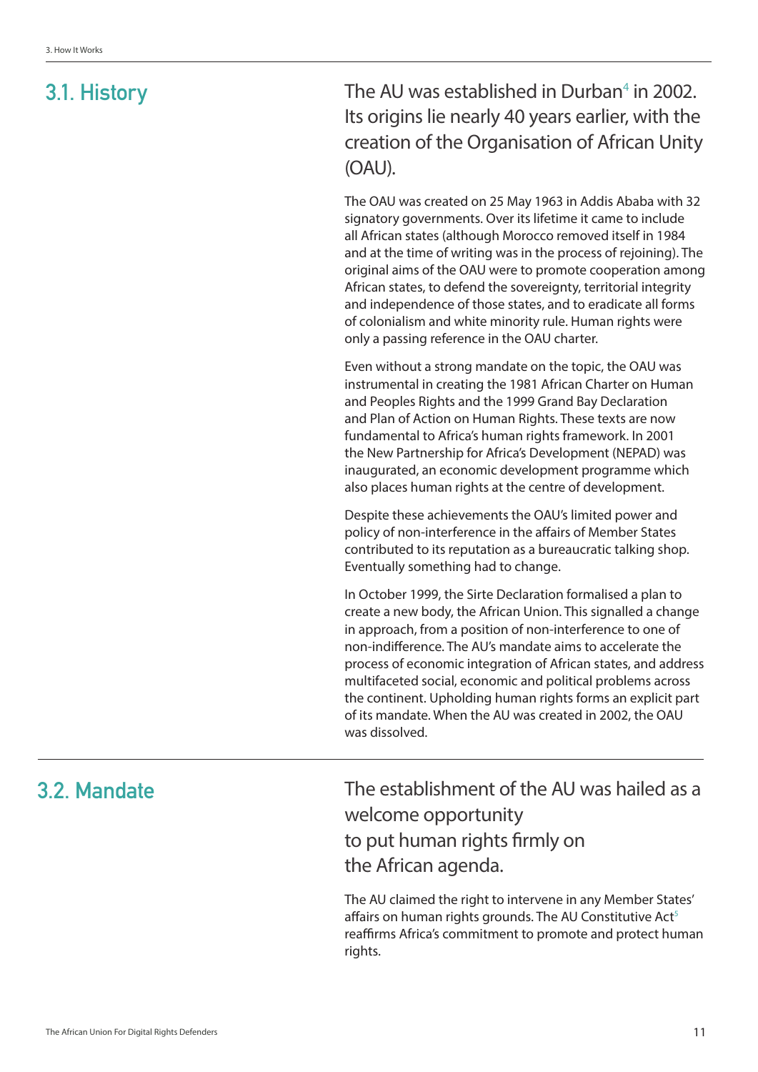## 3.1. History

The AU was established in Durban[4] in 2002. Its origins lie nearly 40 years earlier, with the creation of the Organisation of African Unity (OAU).

The OAU was created on 25 May 1963 in Addis Ababa with 32 signatory governments. Over its lifetime it came to include all African states (although Morocco removed itself in 1984 and at the time of writing was in the process of rejoining). The original aims of the OAU were to promote cooperation among African states, to defend the sovereignty, territorial integrity and independence of those states, and to eradicate all forms of colonialism and white minority rule. Human rights were only a passing reference in the OAU charter.

Even without a strong mandate on the topic, the OAU was instrumental in creating the 1981 African Charter on Human and Peoples Rights and the 1999 Grand Bay Declaration and Plan of Action on Human Rights. These texts are now fundamental to Africa's human rights framework. In 2001 the New Partnership for Africa's Development (NEPAD) was inaugurated, an economic development programme which also places human rights at the centre of development.

Despite these achievements the OAU's limited power and policy of non-interference in the affairs of Member States contributed to its reputation as a bureaucratic talking shop. Eventually something had to change.

In October 1999, the Sirte Declaration formalised a plan to create a new body, the African Union. This signalled a change in approach, from a position of non-interference to one of non-indifference. The AU's mandate aims to accelerate the process of economic integration of African states, and address multifaceted social, economic and political problems across the continent. Upholding human rights forms an explicit part of its mandate. When the AU was created in 2002, the OAU was dissolved.

## 3.2. Mandate

The establishment of the AU was hailed as a welcome opportunity to put human rights firmly on the African agenda.

The AU claimed the right to intervene in any Member States' affairs on human rights grounds. The AU Constitutive Act[5] reaffirms Africa's commitment to promote and protect human rights.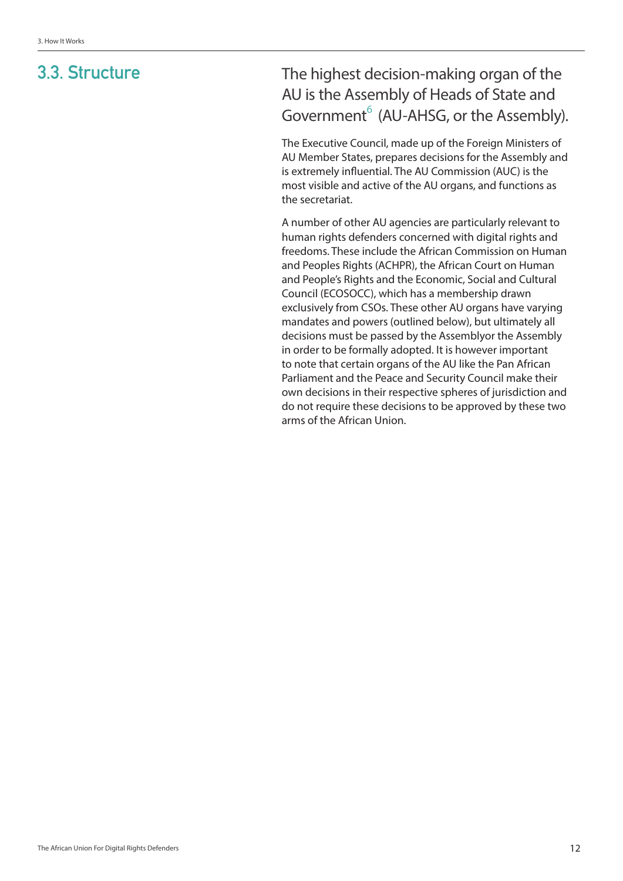## 3.3. Structure

The highest decision-making organ of the AU is the Assembly of Heads of State and Government[6] (AU-AHSG, or the Assembly).

The Executive Council, made up of the Foreign Ministers of AU Member States, prepares decisions for the Assembly and is extremely influential. The AU Commission (AUC) is the most visible and active of the AU organs, and functions as the secretariat.

A number of other AU agencies are particularly relevant to human rights defenders concerned with digital rights and freedoms. These include the African Commission on Human and Peoples Rights (ACHPR), the African Court on Human and People's Rights and the Economic, Social and Cultural Council (ECOSOCC), which has a membership drawn exclusively from CSOs. These other AU organs have varying mandates and powers (outlined below), but ultimately all decisions must be passed by the Assemblyor the Assembly in order to be formally adopted. It is however important to note that certain organs of the AU like the Pan African Parliament and the Peace and Security Council make their own decisions in their respective spheres of jurisdiction and do not require these decisions to be approved by these two arms of the African Union.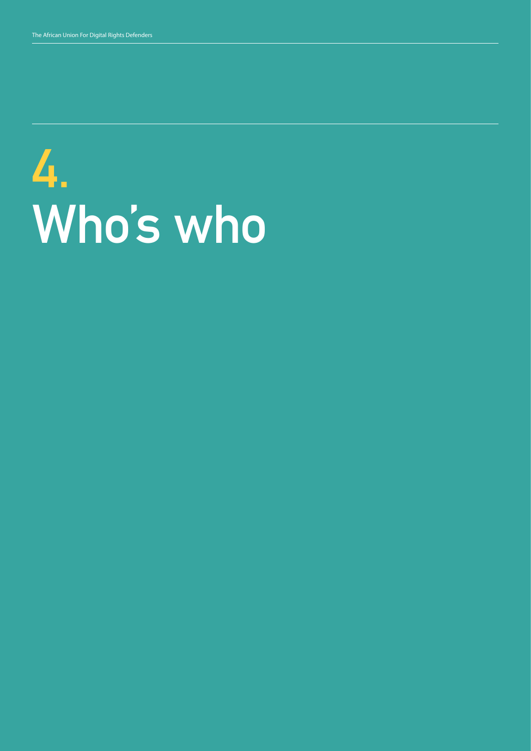# 4. Who's who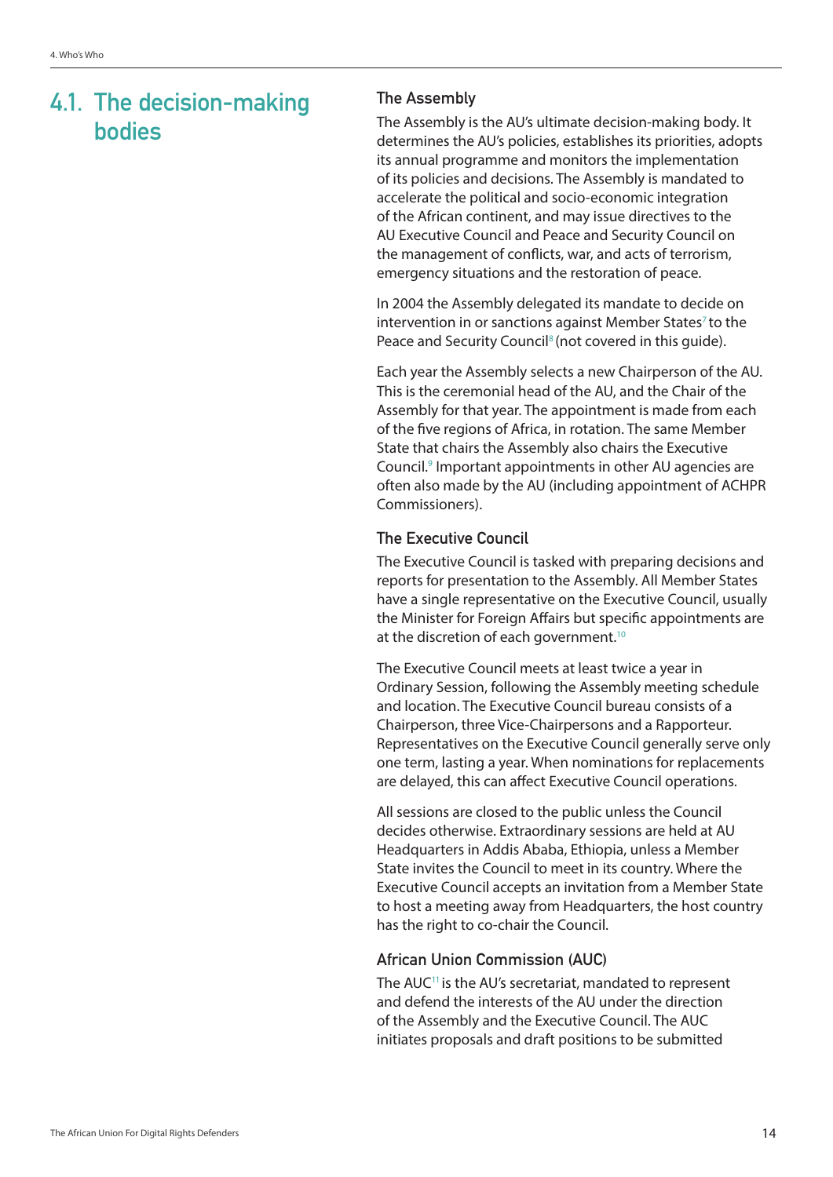## 4.1. The decision-making bodies

### The Assembly

The Assembly is the AU's ultimate decision-making body. It determines the AU's policies, establishes its priorities, adopts its annual programme and monitors the implementation of its policies and decisions. The Assembly is mandated to accelerate the political and socio-economic integration of the African continent, and may issue directives to the AU Executive Council and Peace and Security Council on the management of conflicts, war, and acts of terrorism, emergency situations and the restoration of peace.

In 2004 the Assembly delegated its mandate to decide on intervention in or sanctions against Member States[7] to the Peace and Security Council[8] (not covered in this guide).

Each year the Assembly selects a new Chairperson of the AU. This is the ceremonial head of the AU, and the Chair of the Assembly for that year. The appointment is made from each of the five regions of Africa, in rotation. The same Member State that chairs the Assembly also chairs the Executive Council.[9] Important appointments in other AU agencies are often also made by the AU (including appointment of ACHPR Commissioners).

### The Executive Council

The Executive Council is tasked with preparing decisions and reports for presentation to the Assembly. All Member States have a single representative on the Executive Council, usually the Minister for Foreign Affairs but specific appointments are at the discretion of each government.[10]

The Executive Council meets at least twice a year in Ordinary Session, following the Assembly meeting schedule and location. The Executive Council bureau consists of a Chairperson, three Vice-Chairpersons and a Rapporteur. Representatives on the Executive Council generally serve only one term, lasting a year. When nominations for replacements are delayed, this can affect Executive Council operations.

All sessions are closed to the public unless the Council decides otherwise. Extraordinary sessions are held at AU Headquarters in Addis Ababa, Ethiopia, unless a Member State invites the Council to meet in its country. Where the Executive Council accepts an invitation from a Member State to host a meeting away from Headquarters, the host country has the right to co-chair the Council.

### African Union Commission (AUC)

The AUC[11] is the AU's secretariat, mandated to represent and defend the interests of the AU under the direction of the Assembly and the Executive Council. The AUC initiates proposals and draft positions to be submitted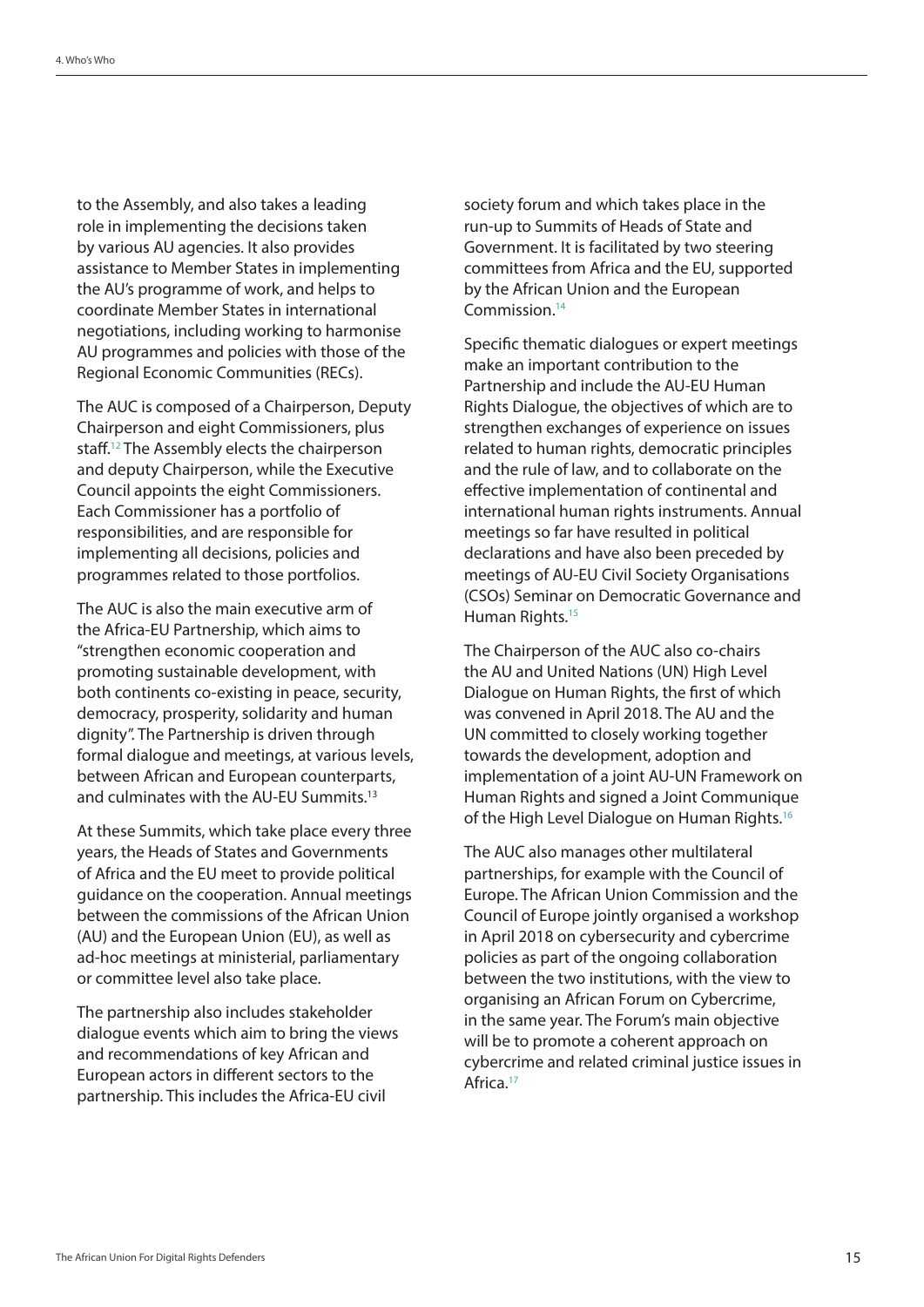to the Assembly, and also takes a leading role in implementing the decisions taken by various AU agencies. It also provides assistance to Member States in implementing the AU's programme of work, and helps to coordinate Member States in international negotiations, including working to harmonise AU programmes and policies with those of the Regional Economic Communities (RECs).

The AUC is composed of a Chairperson, Deputy Chairperson and eight Commissioners, plus staff.[12] The Assembly elects the chairperson and deputy Chairperson, while the Executive Council appoints the eight Commissioners. Each Commissioner has a portfolio of responsibilities, and are responsible for implementing all decisions, policies and programmes related to those portfolios.

The AUC is also the main executive arm of the Africa-EU Partnership, which aims to "strengthen economic cooperation and promoting sustainable development, with both continents co-existing in peace, security, democracy, prosperity, solidarity and human dignity". The Partnership is driven through formal dialogue and meetings, at various levels, between African and European counterparts, and culminates with the AU-EU Summits.[13]

At these Summits, which take place every three years, the Heads of States and Governments of Africa and the EU meet to provide political guidance on the cooperation. Annual meetings between the commissions of the African Union (AU) and the European Union (EU), as well as ad-hoc meetings at ministerial, parliamentary or committee level also take place.

The partnership also includes stakeholder dialogue events which aim to bring the views and recommendations of key African and European actors in different sectors to the partnership. This includes the Africa-EU civil society forum and which takes place in the run-up to Summits of Heads of State and Government. It is facilitated by two steering committees from Africa and the EU, supported by the African Union and the European Commission.[14]

Specific thematic dialogues or expert meetings make an important contribution to the Partnership and include the AU-EU Human Rights Dialogue, the objectives of which are to strengthen exchanges of experience on issues related to human rights, democratic principles and the rule of law, and to collaborate on the effective implementation of continental and international human rights instruments. Annual meetings so far have resulted in political declarations and have also been preceded by meetings of AU-EU Civil Society Organisations (CSOs) Seminar on Democratic Governance and Human Rights.[15]

The Chairperson of the AUC also co-chairs the AU and United Nations (UN) High Level Dialogue on Human Rights, the first of which was convened in April 2018. The AU and the UN committed to closely working together towards the development, adoption and implementation of a joint AU-UN Framework on Human Rights and signed a Joint Communique of the High Level Dialogue on Human Rights.[16]

The AUC also manages other multilateral partnerships, for example with the Council of Europe. The African Union Commission and the Council of Europe jointly organised a workshop in April 2018 on cybersecurity and cybercrime policies as part of the ongoing collaboration between the two institutions, with the view to organising an African Forum on Cybercrime, in the same year. The Forum's main objective will be to promote a coherent approach on cybercrime and related criminal justice issues in Africa.[17]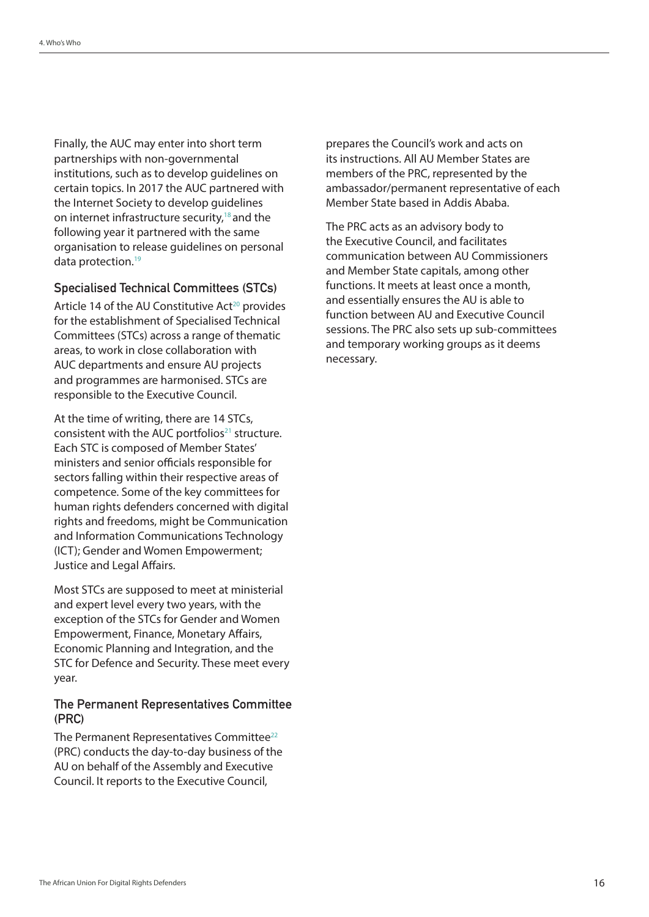Finally, the AUC may enter into short term partnerships with non-governmental institutions, such as to develop guidelines on certain topics. In 2017 the AUC partnered with the Internet Society to develop guidelines on internet infrastructure security,[18] and the following year it partnered with the same organisation to release guidelines on personal data protection.[19]

### Specialised Technical Committees (STCs)

Article 14 of the AU Constitutive Act[20] provides for the establishment of Specialised Technical Committees (STCs) across a range of thematic areas, to work in close collaboration with AUC departments and ensure AU projects and programmes are harmonised. STCs are responsible to the Executive Council.

At the time of writing, there are 14 STCs, consistent with the AUC portfolios[21] structure. Each STC is composed of Member States' ministers and senior officials responsible for sectors falling within their respective areas of competence. Some of the key committees for human rights defenders concerned with digital rights and freedoms, might be Communication and Information Communications Technology (ICT); Gender and Women Empowerment; Justice and Legal Affairs.

Most STCs are supposed to meet at ministerial and expert level every two years, with the exception of the STCs for Gender and Women Empowerment, Finance, Monetary Affairs, Economic Planning and Integration, and the STC for Defence and Security. These meet every year.

### The Permanent Representatives Committee (PRC)

The Permanent Representatives Committee[22] (PRC) conducts the day-to-day business of the AU on behalf of the Assembly and Executive Council. It reports to the Executive Council, prepares the Council's work and acts on its instructions. All AU Member States are members of the PRC, represented by the ambassador/permanent representative of each Member State based in Addis Ababa.

The PRC acts as an advisory body to the Executive Council, and facilitates communication between AU Commissioners and Member State capitals, among other functions. It meets at least once a month, and essentially ensures the AU is able to function between AU and Executive Council sessions. The PRC also sets up sub-committees and temporary working groups as it deems necessary.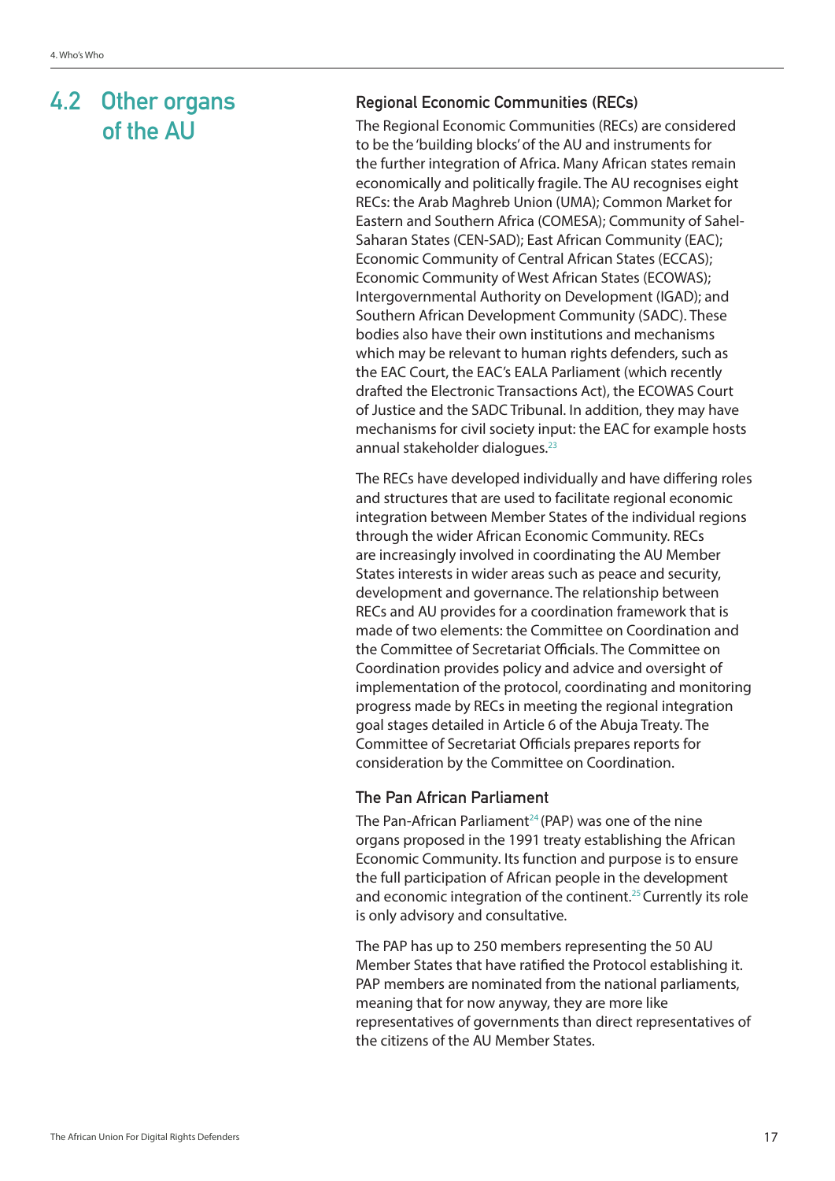## 4.2 Other organs of the AU

### Regional Economic Communities (RECs)

The Regional Economic Communities (RECs) are considered to be the 'building blocks' of the AU and instruments for the further integration of Africa. Many African states remain economically and politically fragile. The AU recognises eight RECs: the Arab Maghreb Union (UMA); Common Market for Eastern and Southern Africa (COMESA); Community of Sahel-Saharan States (CEN-SAD); East African Community (EAC); Economic Community of Central African States (ECCAS); Economic Community of West African States (ECOWAS); Intergovernmental Authority on Development (IGAD); and Southern African Development Community (SADC). These bodies also have their own institutions and mechanisms which may be relevant to human rights defenders, such as the EAC Court, the EAC's EALA Parliament (which recently drafted the Electronic Transactions Act), the ECOWAS Court of Justice and the SADC Tribunal. In addition, they may have mechanisms for civil society input: the EAC for example hosts annual stakeholder dialogues.[23]

The RECs have developed individually and have differing roles and structures that are used to facilitate regional economic integration between Member States of the individual regions through the wider African Economic Community. RECs are increasingly involved in coordinating the AU Member States interests in wider areas such as peace and security, development and governance. The relationship between RECs and AU provides for a coordination framework that is made of two elements: the Committee on Coordination and the Committee of Secretariat Officials. The Committee on Coordination provides policy and advice and oversight of implementation of the protocol, coordinating and monitoring progress made by RECs in meeting the regional integration goal stages detailed in Article 6 of the Abuja Treaty. The Committee of Secretariat Officials prepares reports for consideration by the Committee on Coordination.

### The Pan African Parliament

The Pan-African Parliament[24] (PAP) was one of the nine organs proposed in the 1991 treaty establishing the African Economic Community. Its function and purpose is to ensure the full participation of African people in the development and economic integration of the continent.[25] Currently its role is only advisory and consultative.

The PAP has up to 250 members representing the 50 AU Member States that have ratified the Protocol establishing it. PAP members are nominated from the national parliaments, meaning that for now anyway, they are more like representatives of governments than direct representatives of the citizens of the AU Member States.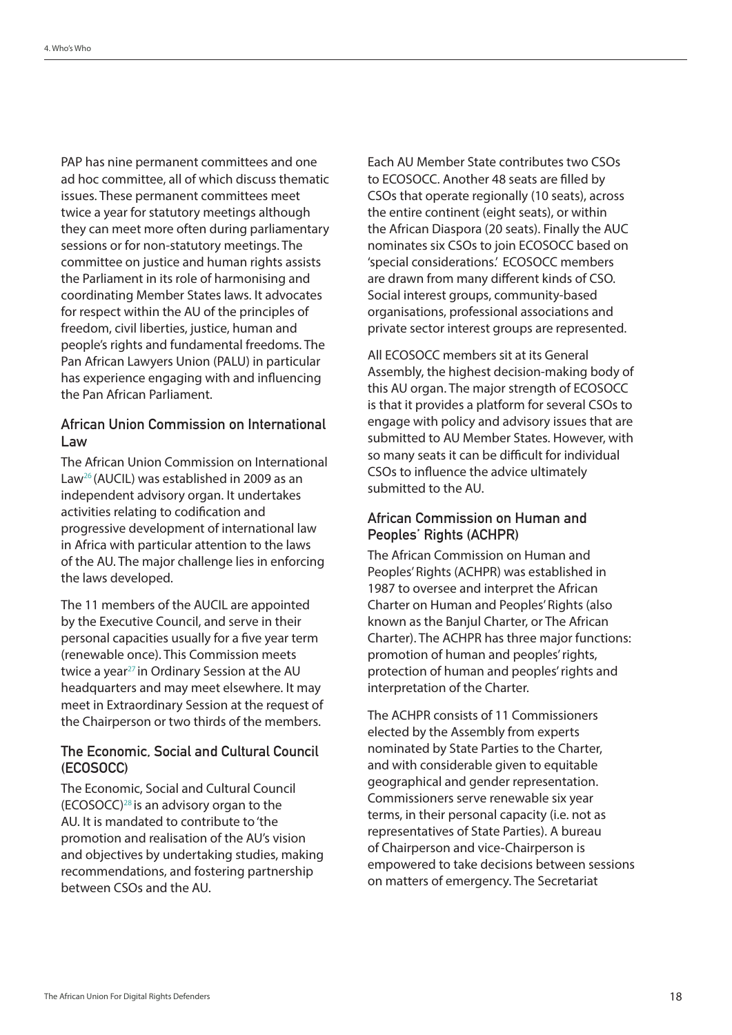PAP has nine permanent committees and one ad hoc committee, all of which discuss thematic issues. These permanent committees meet twice a year for statutory meetings although they can meet more often during parliamentary sessions or for non-statutory meetings. The committee on justice and human rights assists the Parliament in its role of harmonising and coordinating Member States laws. It advocates for respect within the AU of the principles of freedom, civil liberties, justice, human and people's rights and fundamental freedoms. The Pan African Lawyers Union (PALU) in particular has experience engaging with and influencing the Pan African Parliament.

### African Union Commission on International Law

The African Union Commission on International Law[26] (AUCIL) was established in 2009 as an independent advisory organ. It undertakes activities relating to codification and progressive development of international law in Africa with particular attention to the laws of the AU. The major challenge lies in enforcing the laws developed.

The 11 members of the AUCIL are appointed by the Executive Council, and serve in their personal capacities usually for a five year term (renewable once). This Commission meets twice a year[27] in Ordinary Session at the AU headquarters and may meet elsewhere. It may meet in Extraordinary Session at the request of the Chairperson or two thirds of the members.

### The Economic, Social and Cultural Council (ECOSOCC)

The Economic, Social and Cultural Council (ECOSOCC)[28] is an advisory organ to the AU. It is mandated to contribute to 'the promotion and realisation of the AU's vision and objectives by undertaking studies, making recommendations, and fostering partnership between CSOs and the AU.

Each AU Member State contributes two CSOs to ECOSOCC. Another 48 seats are filled by CSOs that operate regionally (10 seats), across the entire continent (eight seats), or within the African Diaspora (20 seats). Finally the AUC nominates six CSOs to join ECOSOCC based on 'special considerations.' ECOSOCC members are drawn from many different kinds of CSO. Social interest groups, community-based organisations, professional associations and private sector interest groups are represented.

All ECOSOCC members sit at its General Assembly, the highest decision-making body of this AU organ. The major strength of ECOSOCC is that it provides a platform for several CSOs to engage with policy and advisory issues that are submitted to AU Member States. However, with so many seats it can be difficult for individual CSOs to influence the advice ultimately submitted to the AU.

### African Commission on Human and Peoples' Rights (ACHPR)

The African Commission on Human and Peoples' Rights (ACHPR) was established in 1987 to oversee and interpret the African Charter on Human and Peoples' Rights (also known as the Banjul Charter, or The African Charter). The ACHPR has three major functions: promotion of human and peoples' rights, protection of human and peoples' rights and interpretation of the Charter.

The ACHPR consists of 11 Commissioners elected by the Assembly from experts nominated by State Parties to the Charter, and with considerable given to equitable geographical and gender representation. Commissioners serve renewable six year terms, in their personal capacity (i.e. not as representatives of State Parties). A bureau of Chairperson and vice-Chairperson is empowered to take decisions between sessions on matters of emergency. The Secretariat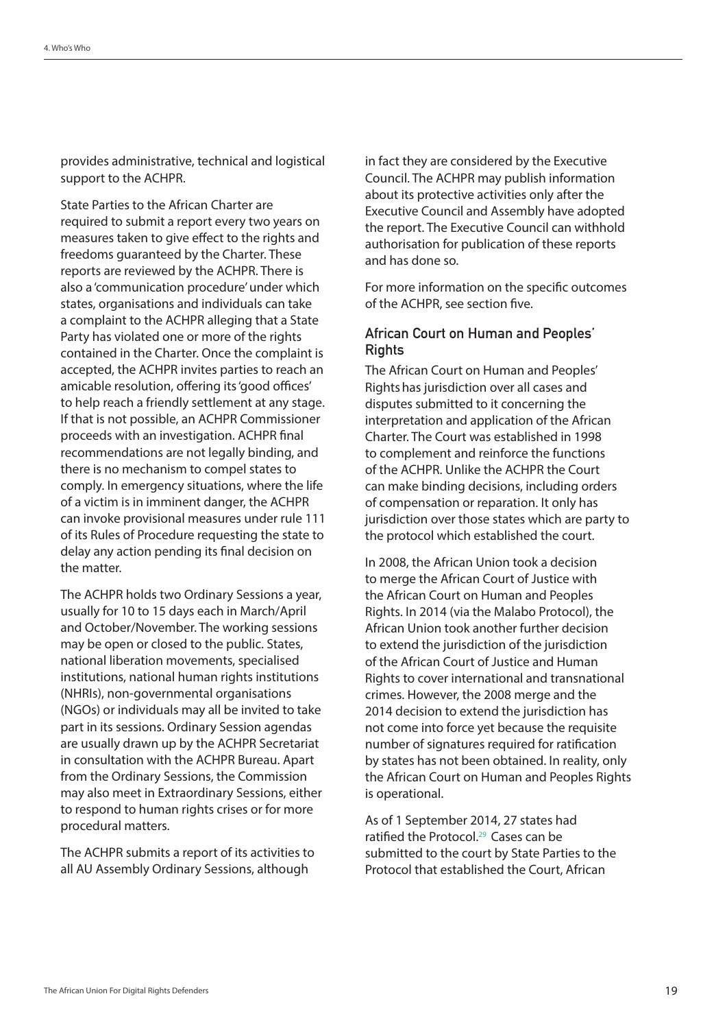provides administrative, technical and logistical support to the ACHPR.

State Parties to the African Charter are required to submit a report every two years on measures taken to give effect to the rights and freedoms guaranteed by the Charter. These reports are reviewed by the ACHPR. There is also a 'communication procedure' under which states, organisations and individuals can take a complaint to the ACHPR alleging that a State Party has violated one or more of the rights contained in the Charter. Once the complaint is accepted, the ACHPR invites parties to reach an amicable resolution, offering its 'good offices' to help reach a friendly settlement at any stage. If that is not possible, an ACHPR Commissioner proceeds with an investigation. ACHPR final recommendations are not legally binding, and there is no mechanism to compel states to comply. In emergency situations, where the life of a victim is in imminent danger, the ACHPR can invoke provisional measures under rule 111 of its Rules of Procedure requesting the state to delay any action pending its final decision on the matter.

The ACHPR holds two Ordinary Sessions a year, usually for 10 to 15 days each in March/April and October/November. The working sessions may be open or closed to the public. States, national liberation movements, specialised institutions, national human rights institutions (NHRIs), non-governmental organisations (NGOs) or individuals may all be invited to take part in its sessions. Ordinary Session agendas are usually drawn up by the ACHPR Secretariat in consultation with the ACHPR Bureau. Apart from the Ordinary Sessions, the Commission may also meet in Extraordinary Sessions, either to respond to human rights crises or for more procedural matters.

The ACHPR submits a report of its activities to all AU Assembly Ordinary Sessions, although in fact they are considered by the Executive Council. The ACHPR may publish information about its protective activities only after the Executive Council and Assembly have adopted the report. The Executive Council can withhold authorisation for publication of these reports and has done so.

For more information on the specific outcomes of the ACHPR, see section five.

### African Court on Human and Peoples' Rights

The African Court on Human and Peoples' Rights has jurisdiction over all cases and disputes submitted to it concerning the interpretation and application of the African Charter. The Court was established in 1998 to complement and reinforce the functions of the ACHPR. Unlike the ACHPR the Court can make binding decisions, including orders of compensation or reparation. It only has jurisdiction over those states which are party to the protocol which established the court.

In 2008, the African Union took a decision to merge the African Court of Justice with the African Court on Human and Peoples Rights. In 2014 (via the Malabo Protocol), the African Union took another further decision to extend the jurisdiction of the jurisdiction of the African Court of Justice and Human Rights to cover international and transnational crimes. However, the 2008 merge and the 2014 decision to extend the jurisdiction has not come into force yet because the requisite number of signatures required for ratification by states has not been obtained. In reality, only the African Court on Human and Peoples Rights is operational.

As of 1 September 2014, 27 states had ratified the Protocol.[29] Cases can be submitted to the court by State Parties to the Protocol that established the Court, African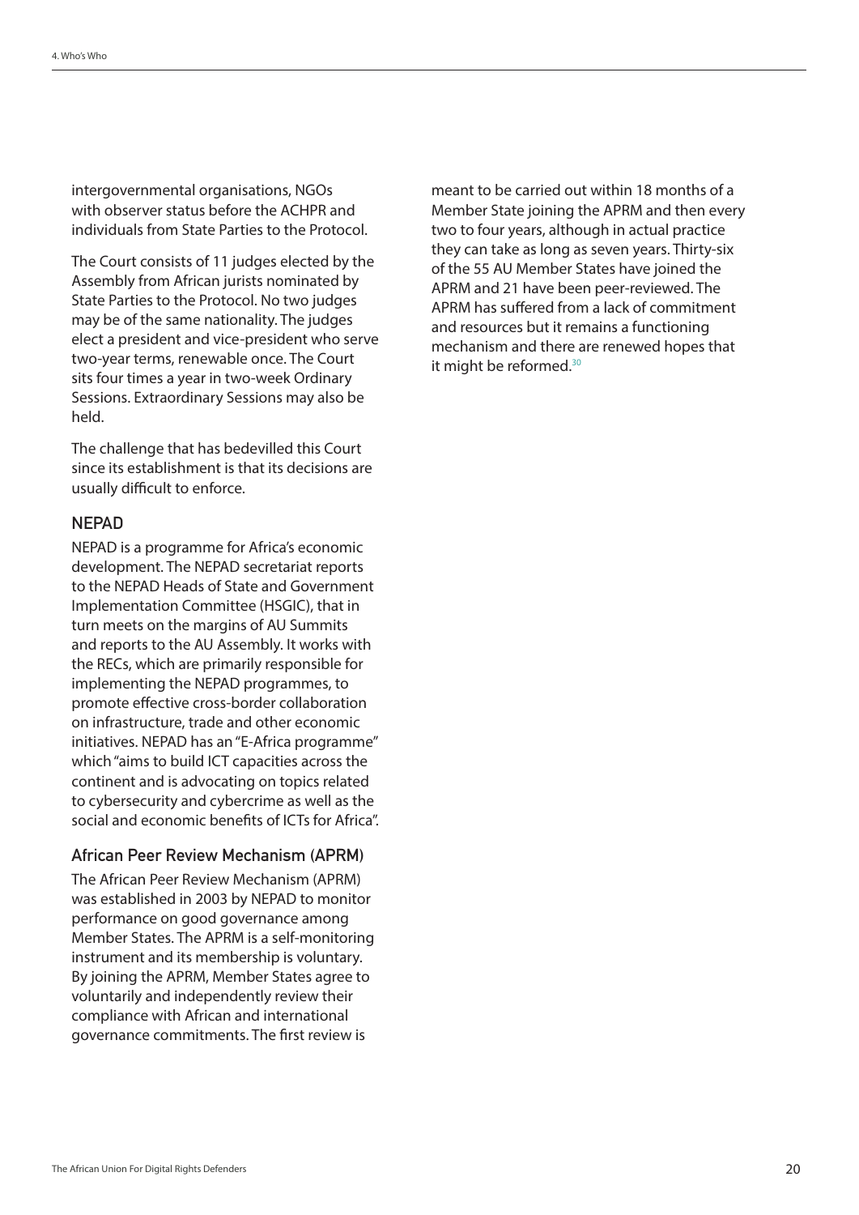intergovernmental organisations, NGOs with observer status before the ACHPR and individuals from State Parties to the Protocol.

The Court consists of 11 judges elected by the Assembly from African jurists nominated by State Parties to the Protocol. No two judges may be of the same nationality. The judges elect a president and vice-president who serve two-year terms, renewable once. The Court sits four times a year in two-week Ordinary Sessions. Extraordinary Sessions may also be held.

The challenge that has bedevilled this Court since its establishment is that its decisions are usually difficult to enforce.

### NEPAD

NEPAD is a programme for Africa's economic development. The NEPAD secretariat reports to the NEPAD Heads of State and Government Implementation Committee (HSGIC), that in turn meets on the margins of AU Summits and reports to the AU Assembly. It works with the RECs, which are primarily responsible for implementing the NEPAD programmes, to promote effective cross-border collaboration on infrastructure, trade and other economic initiatives. NEPAD has an "E-Africa programme" which "aims to build ICT capacities across the continent and is advocating on topics related to cybersecurity and cybercrime as well as the social and economic benefits of ICTs for Africa".

### African Peer Review Mechanism (APRM)

The African Peer Review Mechanism (APRM) was established in 2003 by NEPAD to monitor performance on good governance among Member States. The APRM is a self-monitoring instrument and its membership is voluntary. By joining the APRM, Member States agree to voluntarily and independently review their compliance with African and international governance commitments. The first review is meant to be carried out within 18 months of a Member State joining the APRM and then every two to four years, although in actual practice they can take as long as seven years. Thirty-six of the 55 AU Member States have joined the APRM and 21 have been peer-reviewed. The APRM has suffered from a lack of commitment and resources but it remains a functioning mechanism and there are renewed hopes that it might be reformed.[30]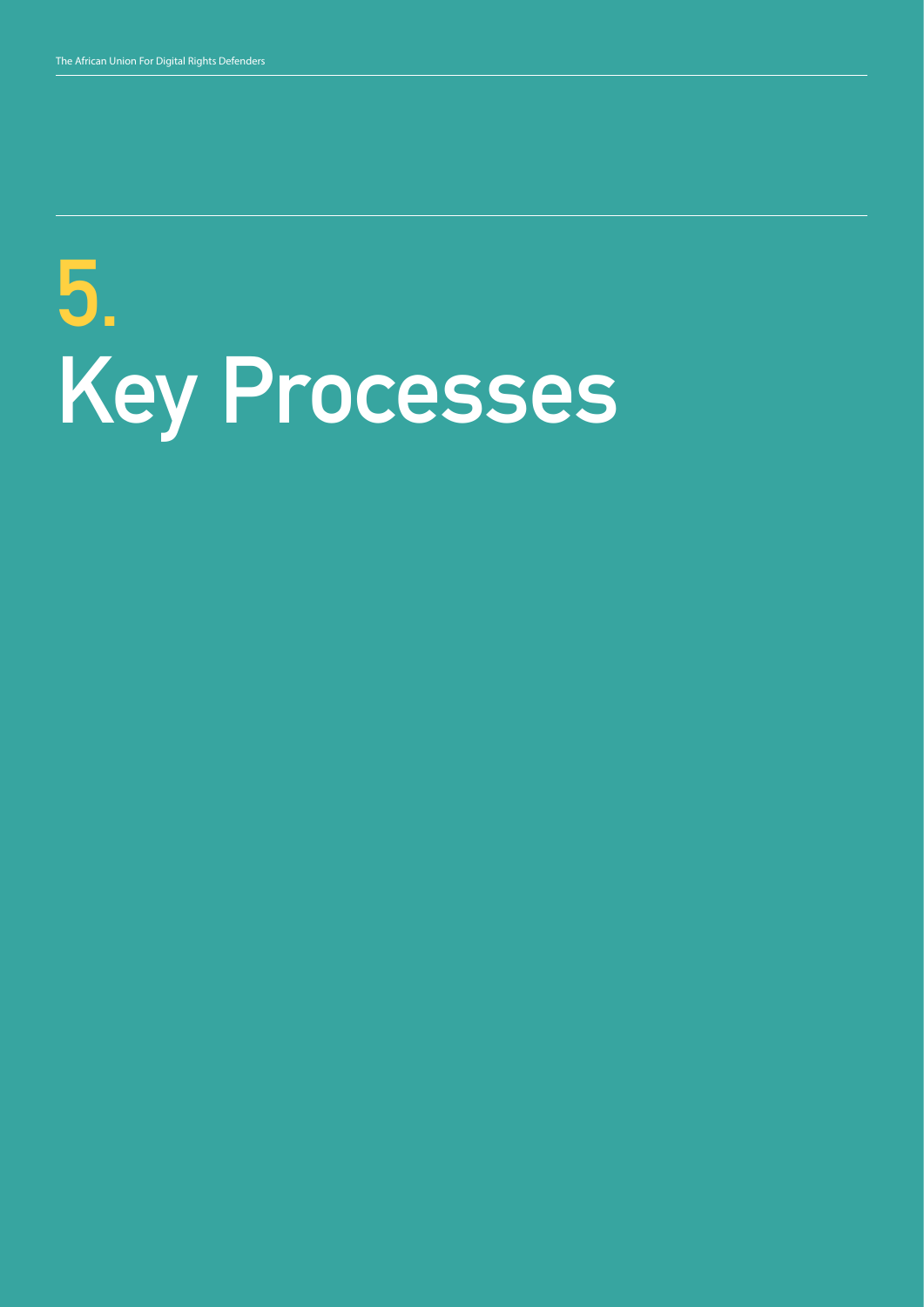# 5. Key Processes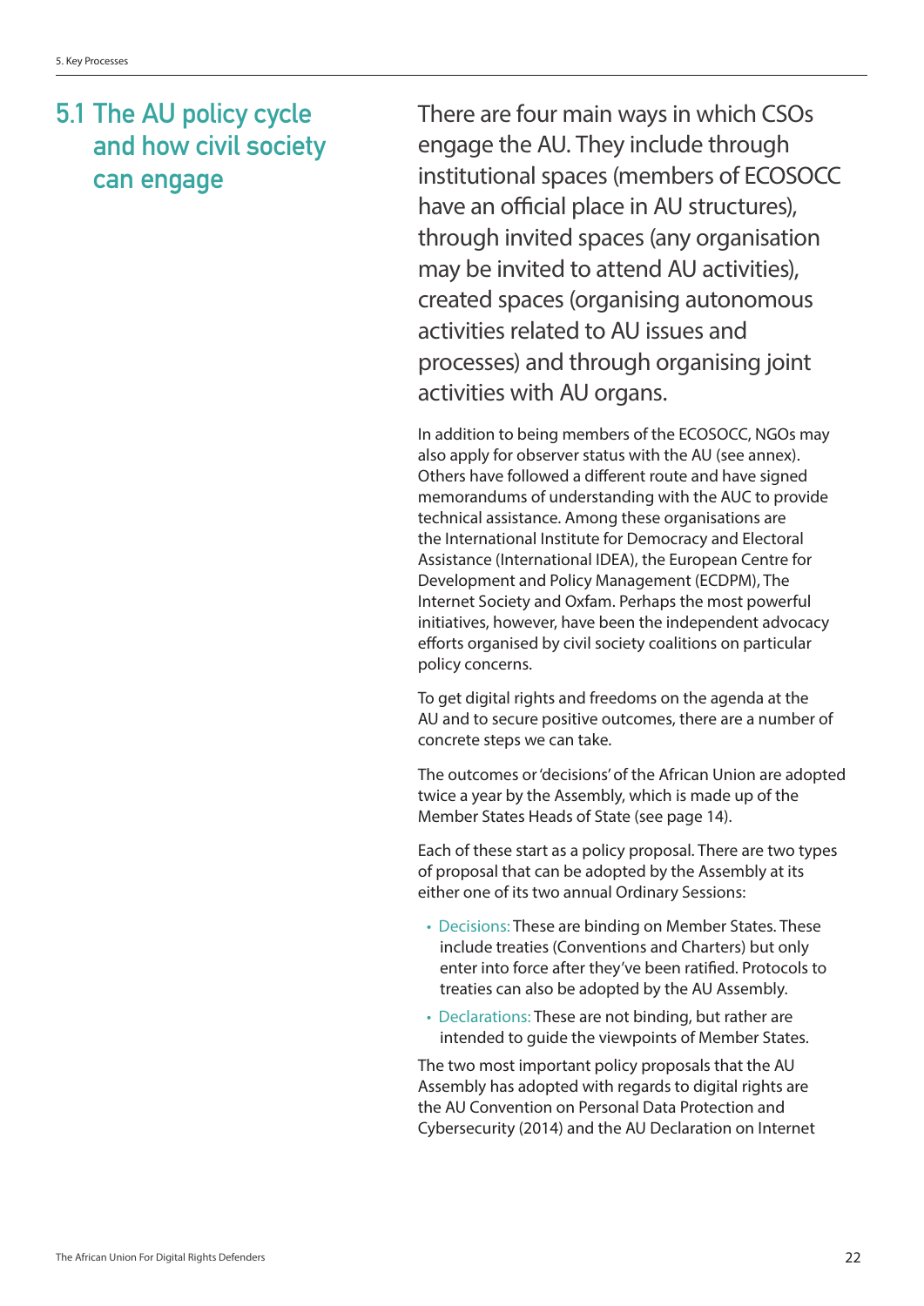## 5.1 The AU policy cycle and how civil society can engage

There are four main ways in which CSOs engage the AU. They include through institutional spaces (members of ECOSOCC have an official place in AU structures), through invited spaces (any organisation may be invited to attend AU activities), created spaces (organising autonomous activities related to AU issues and processes) and through organising joint activities with AU organs.

In addition to being members of the ECOSOCC, NGOs may also apply for observer status with the AU (see annex). Others have followed a different route and have signed memorandums of understanding with the AUC to provide technical assistance. Among these organisations are the International Institute for Democracy and Electoral Assistance (International IDEA), the European Centre for Development and Policy Management (ECDPM), The Internet Society and Oxfam. Perhaps the most powerful initiatives, however, have been the independent advocacy efforts organised by civil society coalitions on particular policy concerns.

To get digital rights and freedoms on the agenda at the AU and to secure positive outcomes, there are a number of concrete steps we can take.

The outcomes or 'decisions' of the African Union are adopted twice a year by the Assembly, which is made up of the Member States Heads of State (see page 14).

Each of these start as a policy proposal. There are two types of proposal that can be adopted by the Assembly at its either one of its two annual Ordinary Sessions:

- Decisions: These are binding on Member States. These include treaties (Conventions and Charters) but only enter into force after they've been ratified. Protocols to treaties can also be adopted by the AU Assembly.
- Declarations: These are not binding, but rather are intended to guide the viewpoints of Member States.

The two most important policy proposals that the AU Assembly has adopted with regards to digital rights are the AU Convention on Personal Data Protection and Cybersecurity (2014) and the AU Declaration on Internet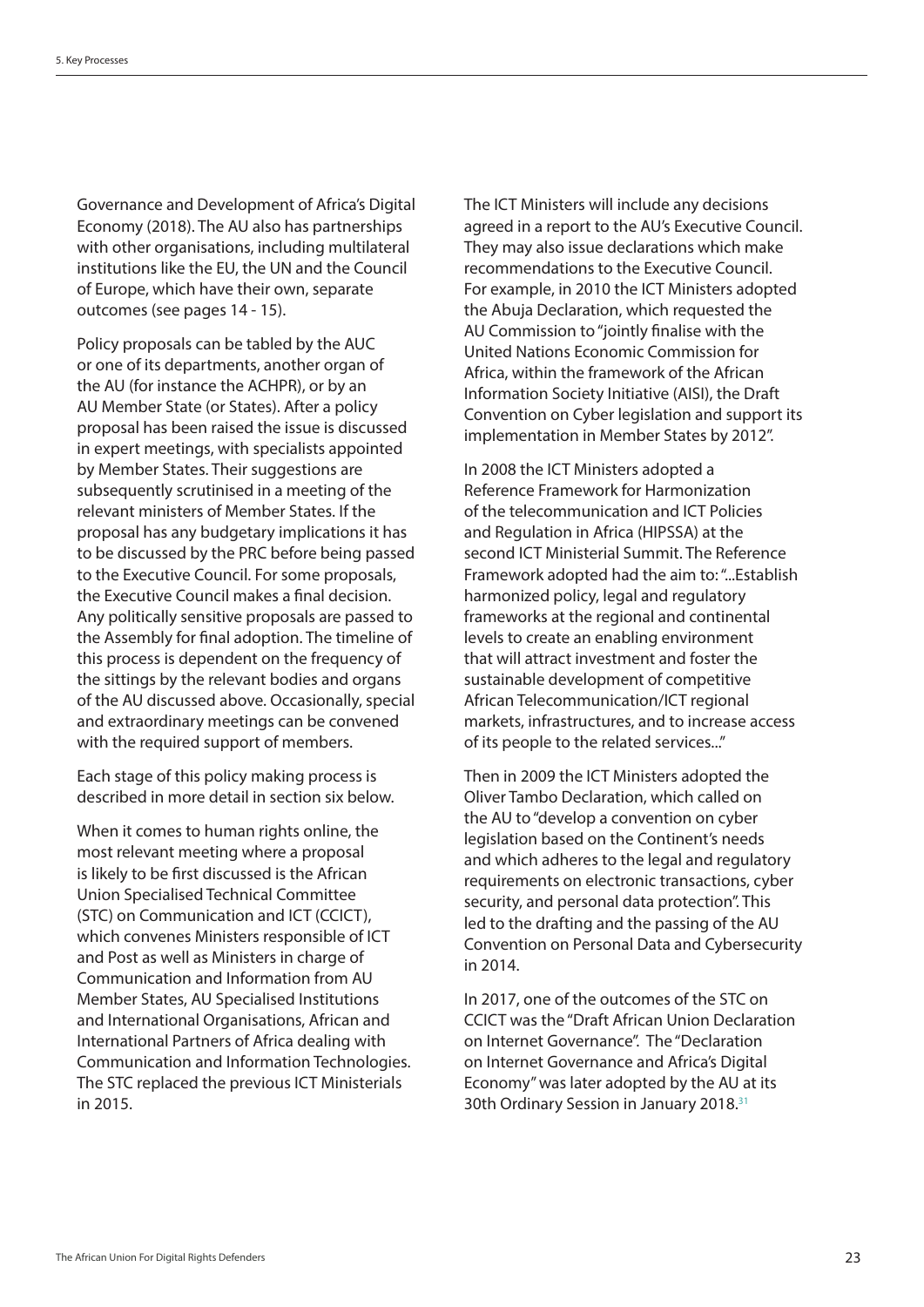Governance and Development of Africa's Digital Economy (2018). The AU also has partnerships with other organisations, including multilateral institutions like the EU, the UN and the Council of Europe, which have their own, separate outcomes (see pages 14 - 15).

Policy proposals can be tabled by the AUC or one of its departments, another organ of the AU (for instance the ACHPR), or by an AU Member State (or States). After a policy proposal has been raised the issue is discussed in expert meetings, with specialists appointed by Member States. Their suggestions are subsequently scrutinised in a meeting of the relevant ministers of Member States. If the proposal has any budgetary implications it has to be discussed by the PRC before being passed to the Executive Council. For some proposals, the Executive Council makes a final decision. Any politically sensitive proposals are passed to the Assembly for final adoption. The timeline of this process is dependent on the frequency of the sittings by the relevant bodies and organs of the AU discussed above. Occasionally, special and extraordinary meetings can be convened with the required support of members.

Each stage of this policy making process is described in more detail in section six below.

When it comes to human rights online, the most relevant meeting where a proposal is likely to be first discussed is the African Union Specialised Technical Committee (STC) on Communication and ICT (CCICT), which convenes Ministers responsible of ICT and Post as well as Ministers in charge of Communication and Information from AU Member States, AU Specialised Institutions and International Organisations, African and International Partners of Africa dealing with Communication and Information Technologies. The STC replaced the previous ICT Ministerials in 2015.

The ICT Ministers will include any decisions agreed in a report to the AU's Executive Council. They may also issue declarations which make recommendations to the Executive Council. For example, in 2010 the ICT Ministers adopted the Abuja Declaration, which requested the AU Commission to "jointly finalise with the United Nations Economic Commission for Africa, within the framework of the African Information Society Initiative (AISI), the Draft Convention on Cyber legislation and support its implementation in Member States by 2012".

In 2008 the ICT Ministers adopted a Reference Framework for Harmonization of the telecommunication and ICT Policies and Regulation in Africa (HIPSSA) at the second ICT Ministerial Summit. The Reference Framework adopted had the aim to: "...Establish harmonized policy, legal and regulatory frameworks at the regional and continental levels to create an enabling environment that will attract investment and foster the sustainable development of competitive African Telecommunication/ICT regional markets, infrastructures, and to increase access of its people to the related services..."

Then in 2009 the ICT Ministers adopted the Oliver Tambo Declaration, which called on the AU to "develop a convention on cyber legislation based on the Continent's needs and which adheres to the legal and regulatory requirements on electronic transactions, cyber security, and personal data protection". This led to the drafting and the passing of the AU Convention on Personal Data and Cybersecurity in 2014.

In 2017, one of the outcomes of the STC on CCICT was the "Draft African Union Declaration on Internet Governance". The "Declaration on Internet Governance and Africa's Digital Economy" was later adopted by the AU at its 30th Ordinary Session in January 2018.[31]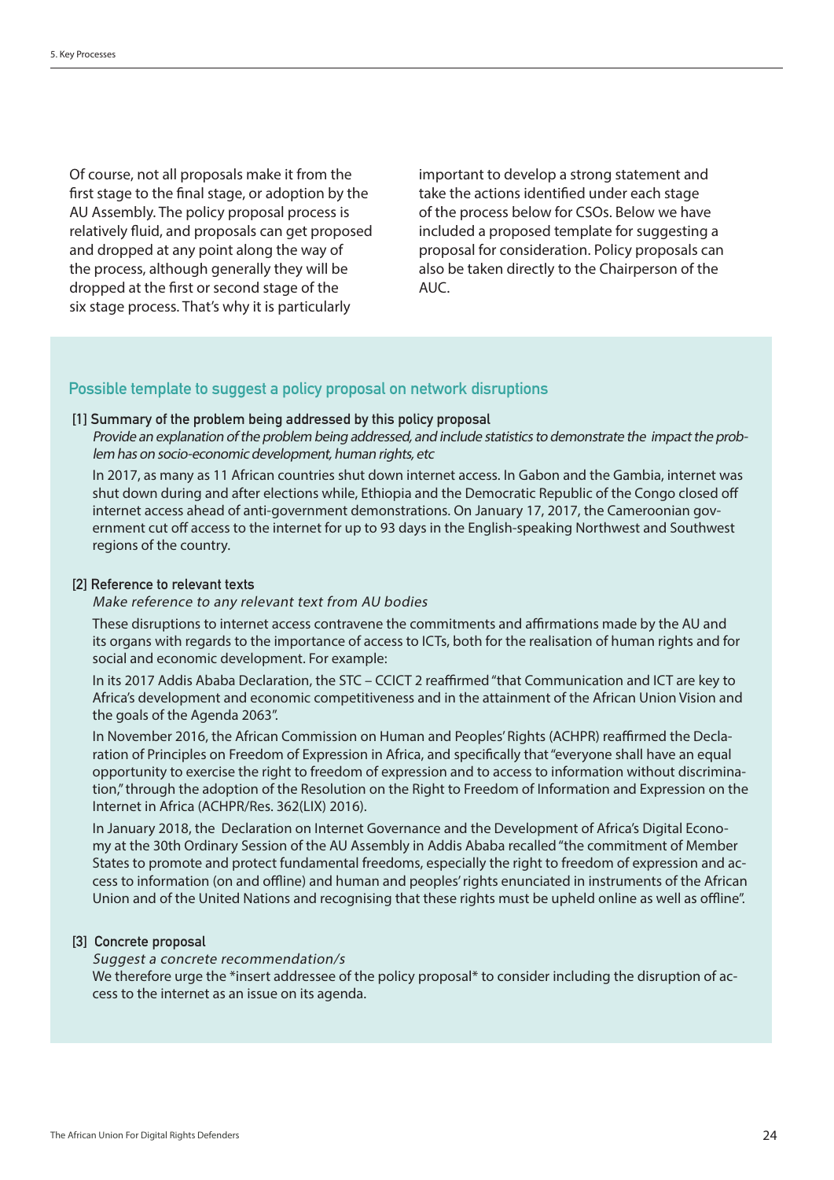Of course, not all proposals make it from the first stage to the final stage, or adoption by the AU Assembly. The policy proposal process is relatively fluid, and proposals can get proposed and dropped at any point along the way of the process, although generally they will be dropped at the first or second stage of the six stage process. That's why it is particularly important to develop a strong statement and take the actions identified under each stage of the process below for CSOs. Below we have included a proposed template for suggesting a proposal for consideration. Policy proposals can also be taken directly to the Chairperson of the AUC.

## Possible template to suggest a policy proposal on network disruptions

### [1] Summary of the problem being addressed by this policy proposal

*Provide an explanation of the problem being addressed, and include statistics to demonstrate the impact the problem has on socio-economic development, human rights, etc*

In 2017, as many as 11 African countries shut down internet access. In Gabon and the Gambia, internet was shut down during and after elections while, Ethiopia and the Democratic Republic of the Congo closed off internet access ahead of anti-government demonstrations. On January 17, 2017, the Cameroonian government cut off access to the internet for up to 93 days in the English-speaking Northwest and Southwest regions of the country.

### [2] Reference to relevant texts

*Make reference to any relevant text from AU bodies*

These disruptions to internet access contravene the commitments and affirmations made by the AU and its organs with regards to the importance of access to ICTs, both for the realisation of human rights and for social and economic development. For example:

In its 2017 Addis Ababa Declaration, the STC – CCICT 2 reaffirmed "that Communication and ICT are key to Africa's development and economic competitiveness and in the attainment of the African Union Vision and the goals of the Agenda 2063".

In November 2016, the African Commission on Human and Peoples' Rights (ACHPR) reaffirmed the Declaration of Principles on Freedom of Expression in Africa, and specifically that "everyone shall have an equal opportunity to exercise the right to freedom of expression and to access to information without discrimination," through the adoption of the Resolution on the Right to Freedom of Information and Expression on the Internet in Africa (ACHPR/Res. 362(LIX) 2016).

In January 2018, the Declaration on Internet Governance and the Development of Africa's Digital Economy at the 30th Ordinary Session of the AU Assembly in Addis Ababa recalled "the commitment of Member States to promote and protect fundamental freedoms, especially the right to freedom of expression and access to information (on and offline) and human and peoples' rights enunciated in instruments of the African Union and of the United Nations and recognising that these rights must be upheld online as well as offline".

### [3] Concrete proposal

*Suggest a concrete recommendation/s*

We therefore urge the *insert addressee of the policy proposal* to consider including the disruption of access to the internet as an issue on its agenda.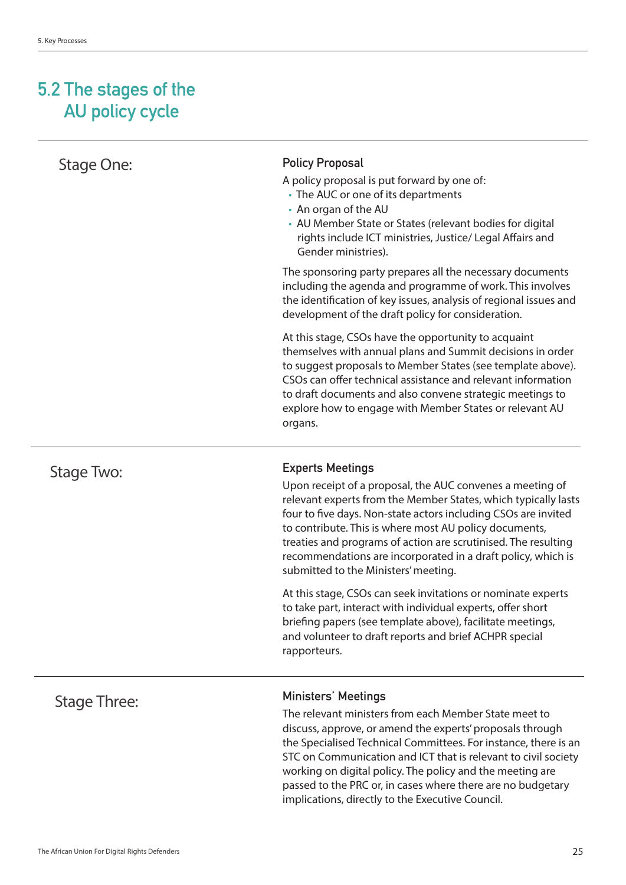## 5.2 The stages of the AU policy cycle

### Stage One:

#### Policy Proposal

A policy proposal is put forward by one of:

- The AUC or one of its departments
- An organ of the AU
- AU Member State or States (relevant bodies for digital rights include ICT ministries, Justice/ Legal Affairs and Gender ministries).

The sponsoring party prepares all the necessary documents including the agenda and programme of work. This involves the identification of key issues, analysis of regional issues and development of the draft policy for consideration.

At this stage, CSOs have the opportunity to acquaint themselves with annual plans and Summit decisions in order to suggest proposals to Member States (see template above). CSOs can offer technical assistance and relevant information to draft documents and also convene strategic meetings to explore how to engage with Member States or relevant AU organs.

### Stage Two:

#### Experts Meetings

Upon receipt of a proposal, the AUC convenes a meeting of relevant experts from the Member States, which typically lasts four to five days. Non-state actors including CSOs are invited to contribute. This is where most AU policy documents, treaties and programs of action are scrutinised. The resulting recommendations are incorporated in a draft policy, which is submitted to the Ministers' meeting.

At this stage, CSOs can seek invitations or nominate experts to take part, interact with individual experts, offer short briefing papers (see template above), facilitate meetings, and volunteer to draft reports and brief ACHPR special rapporteurs.

### Stage Three:

#### Ministers' Meetings

The relevant ministers from each Member State meet to discuss, approve, or amend the experts' proposals through the Specialised Technical Committees. For instance, there is an STC on Communication and ICT that is relevant to civil society working on digital policy. The policy and the meeting are passed to the PRC or, in cases where there are no budgetary implications, directly to the Executive Council.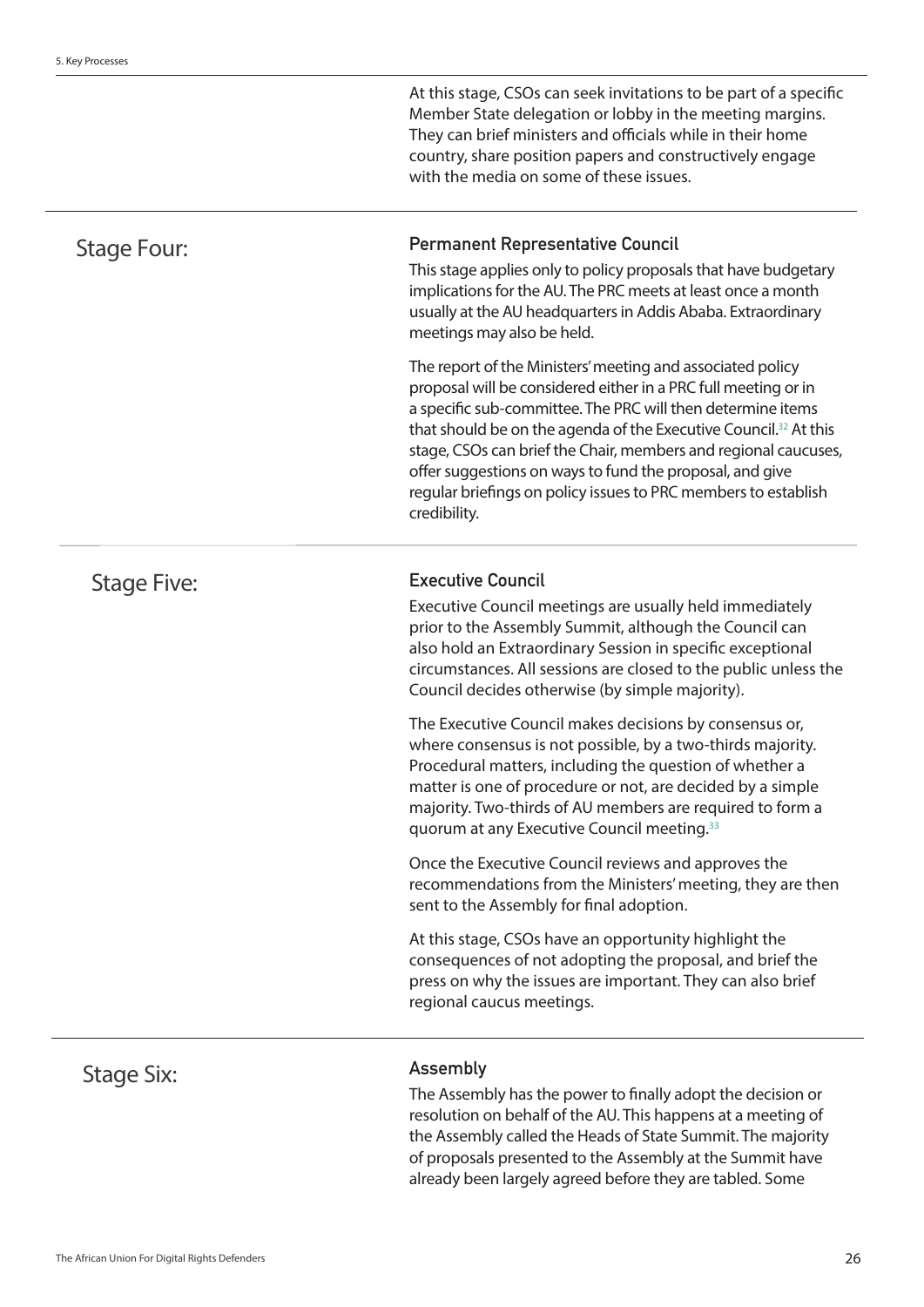At this stage, CSOs can seek invitations to be part of a specific Member State delegation or lobby in the meeting margins. They can brief ministers and officials while in their home country, share position papers and constructively engage with the media on some of these issues.

## Stage Four:

### Permanent Representative Council

This stage applies only to policy proposals that have budgetary implications for the AU. The PRC meets at least once a month usually at the AU headquarters in Addis Ababa. Extraordinary meetings may also be held.

The report of the Ministers' meeting and associated policy proposal will be considered either in a PRC full meeting or in a specific sub-committee. The PRC will then determine items that should be on the agenda of the Executive Council.[32] At this stage, CSOs can brief the Chair, members and regional caucuses, offer suggestions on ways to fund the proposal, and give regular briefings on policy issues to PRC members to establish credibility.

## Stage Five:

### Executive Council

Executive Council meetings are usually held immediately prior to the Assembly Summit, although the Council can also hold an Extraordinary Session in specific exceptional circumstances. All sessions are closed to the public unless the Council decides otherwise (by simple majority).

The Executive Council makes decisions by consensus or, where consensus is not possible, by a two-thirds majority. Procedural matters, including the question of whether a matter is one of procedure or not, are decided by a simple majority. Two-thirds of AU members are required to form a quorum at any Executive Council meeting.[33]

Once the Executive Council reviews and approves the recommendations from the Ministers' meeting, they are then sent to the Assembly for final adoption.

At this stage, CSOs have an opportunity highlight the consequences of not adopting the proposal, and brief the press on why the issues are important. They can also brief regional caucus meetings.

## Stage Six:

### Assembly

The Assembly has the power to finally adopt the decision or resolution on behalf of the AU. This happens at a meeting of the Assembly called the Heads of State Summit. The majority of proposals presented to the Assembly at the Summit have already been largely agreed before they are tabled. Some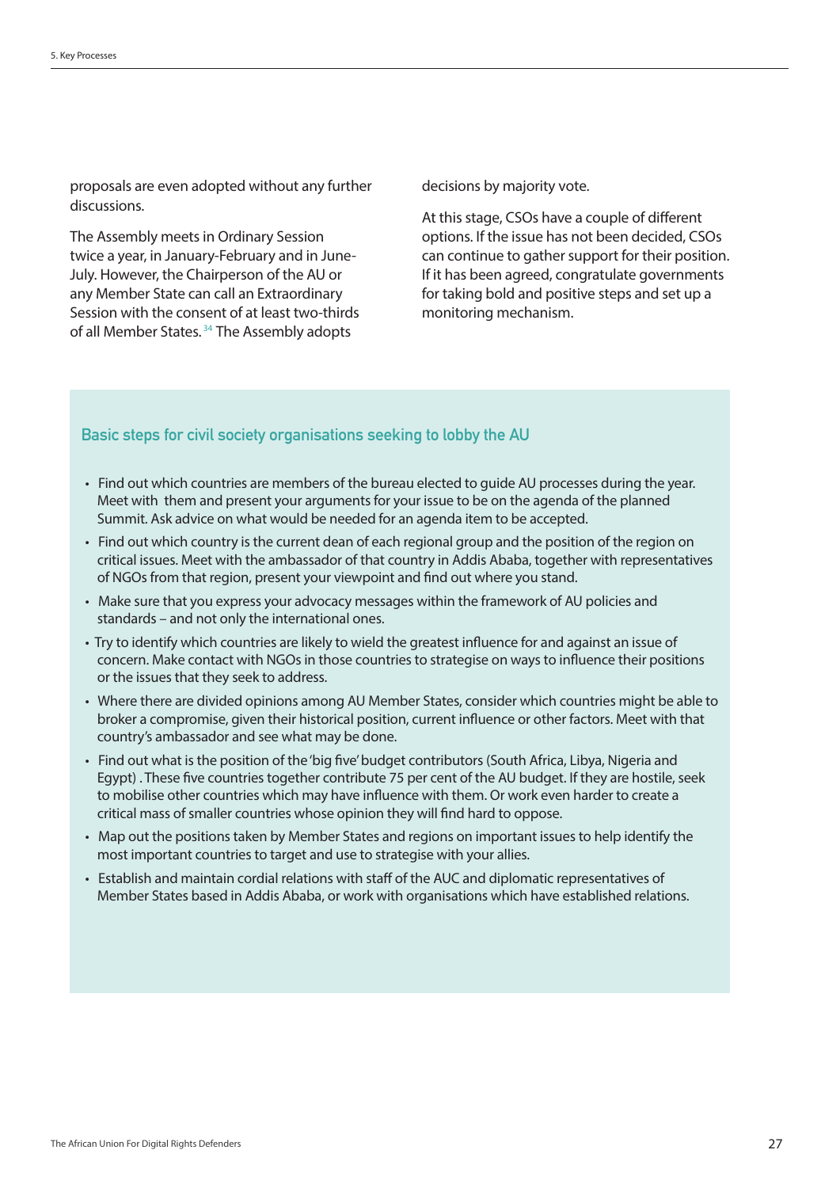proposals are even adopted without any further discussions.

The Assembly meets in Ordinary Session twice a year, in January-February and in June-July. However, the Chairperson of the AU or any Member State can call an Extraordinary Session with the consent of at least two-thirds of all Member States.[34] The Assembly adopts decisions by majority vote.

At this stage, CSOs have a couple of different options. If the issue has not been decided, CSOs can continue to gather support for their position. If it has been agreed, congratulate governments for taking bold and positive steps and set up a monitoring mechanism.

### Basic steps for civil society organisations seeking to lobby the AU

- Find out which countries are members of the bureau elected to guide AU processes during the year. Meet with them and present your arguments for your issue to be on the agenda of the planned Summit. Ask advice on what would be needed for an agenda item to be accepted.
- Find out which country is the current dean of each regional group and the position of the region on critical issues. Meet with the ambassador of that country in Addis Ababa, together with representatives of NGOs from that region, present your viewpoint and find out where you stand.
- Make sure that you express your advocacy messages within the framework of AU policies and standards – and not only the international ones.
- Try to identify which countries are likely to wield the greatest influence for and against an issue of concern. Make contact with NGOs in those countries to strategise on ways to influence their positions or the issues that they seek to address.
- Where there are divided opinions among AU Member States, consider which countries might be able to broker a compromise, given their historical position, current influence or other factors. Meet with that country's ambassador and see what may be done.
- Find out what is the position of the 'big five' budget contributors (South Africa, Libya, Nigeria and Egypt) . These five countries together contribute 75 per cent of the AU budget. If they are hostile, seek to mobilise other countries which may have influence with them. Or work even harder to create a critical mass of smaller countries whose opinion they will find hard to oppose.
- Map out the positions taken by Member States and regions on important issues to help identify the most important countries to target and use to strategise with your allies.
- Establish and maintain cordial relations with staff of the AUC and diplomatic representatives of Member States based in Addis Ababa, or work with organisations which have established relations.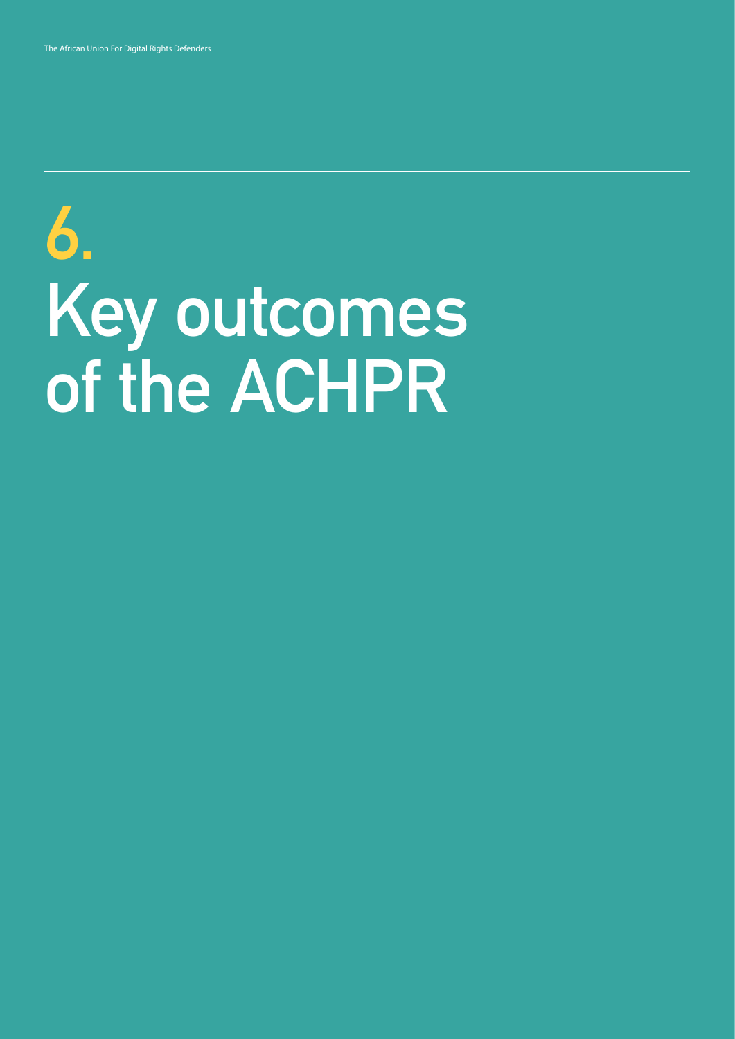# 6. Key outcomes of the ACHPR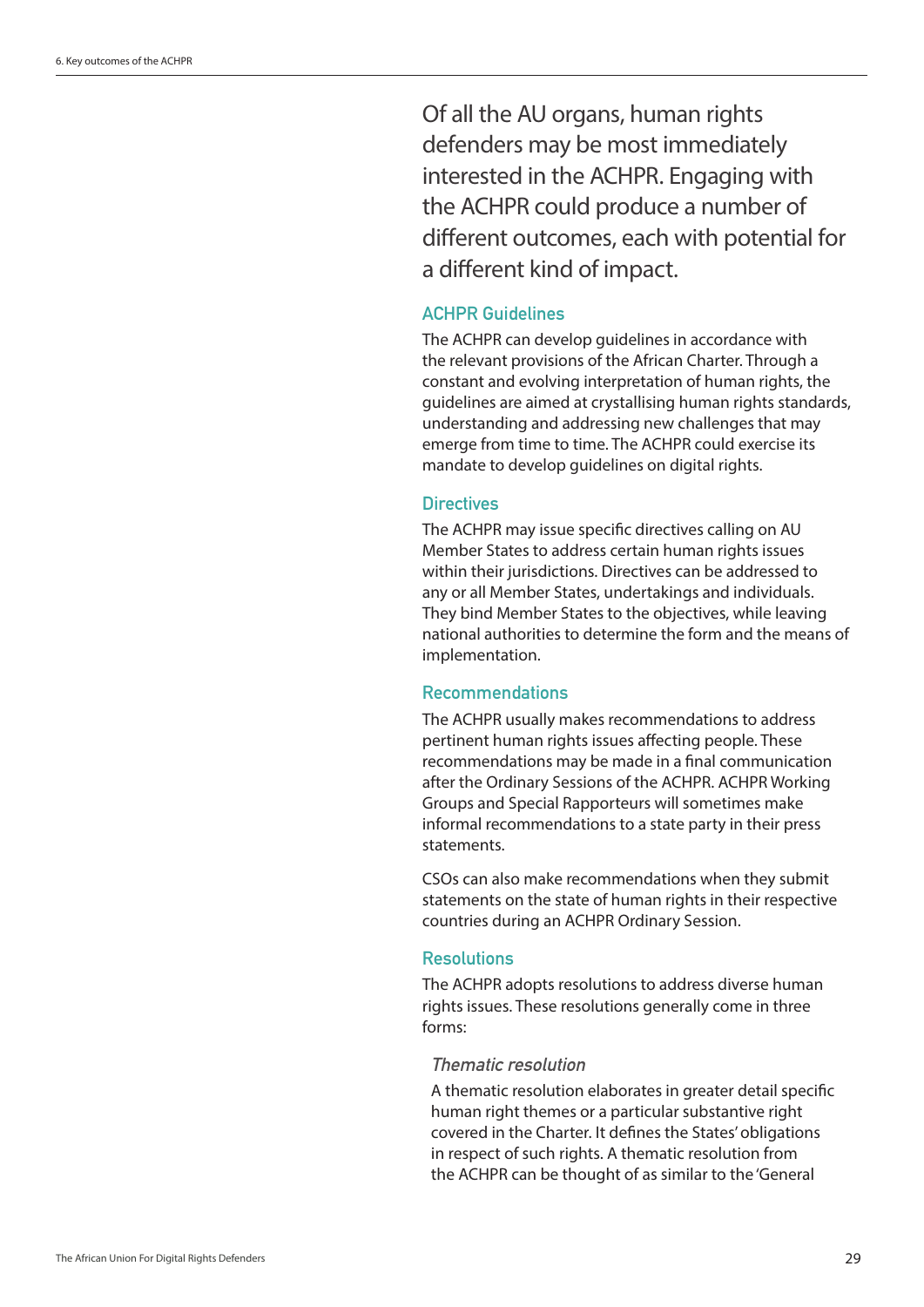Of all the AU organs, human rights defenders may be most immediately interested in the ACHPR. Engaging with the ACHPR could produce a number of different outcomes, each with potential for a different kind of impact.

### ACHPR Guidelines

The ACHPR can develop guidelines in accordance with the relevant provisions of the African Charter. Through a constant and evolving interpretation of human rights, the guidelines are aimed at crystallising human rights standards, understanding and addressing new challenges that may emerge from time to time. The ACHPR could exercise its mandate to develop guidelines on digital rights.

### Directives

The ACHPR may issue specific directives calling on AU Member States to address certain human rights issues within their jurisdictions. Directives can be addressed to any or all Member States, undertakings and individuals. They bind Member States to the objectives, while leaving national authorities to determine the form and the means of implementation.

### Recommendations

The ACHPR usually makes recommendations to address pertinent human rights issues affecting people. These recommendations may be made in a final communication after the Ordinary Sessions of the ACHPR. ACHPR Working Groups and Special Rapporteurs will sometimes make informal recommendations to a state party in their press statements.

CSOs can also make recommendations when they submit statements on the state of human rights in their respective countries during an ACHPR Ordinary Session.

### Resolutions

The ACHPR adopts resolutions to address diverse human rights issues. These resolutions generally come in three forms:

#### *Thematic resolution*

A thematic resolution elaborates in greater detail specific human right themes or a particular substantive right covered in the Charter. It defines the States' obligations in respect of such rights. A thematic resolution from the ACHPR can be thought of as similar to the 'General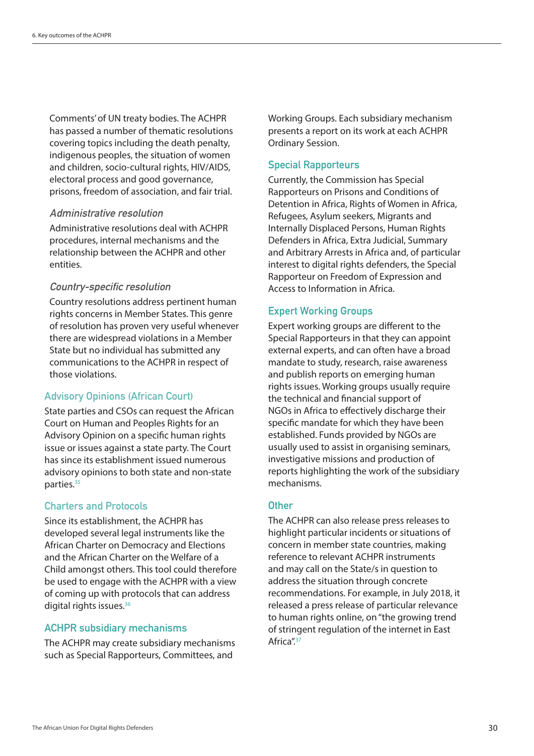Comments' of UN treaty bodies. The ACHPR has passed a number of thematic resolutions covering topics including the death penalty, indigenous peoples, the situation of women and children, socio-cultural rights, HIV/AIDS, electoral process and good governance, prisons, freedom of association, and fair trial.

#### *Administrative resolution*

Administrative resolutions deal with ACHPR procedures, internal mechanisms and the relationship between the ACHPR and other entities.

#### *Country-specific resolution*

Country resolutions address pertinent human rights concerns in Member States. This genre of resolution has proven very useful whenever there are widespread violations in a Member State but no individual has submitted any communications to the ACHPR in respect of those violations.

### Advisory Opinions (African Court)

State parties and CSOs can request the African Court on Human and Peoples Rights for an Advisory Opinion on a specific human rights issue or issues against a state party. The Court has since its establishment issued numerous advisory opinions to both state and non-state parties.[35]

### Charters and Protocols

Since its establishment, the ACHPR has developed several legal instruments like the African Charter on Democracy and Elections and the African Charter on the Welfare of a Child amongst others. This tool could therefore be used to engage with the ACHPR with a view of coming up with protocols that can address digital rights issues.[36]

### ACHPR subsidiary mechanisms

The ACHPR may create subsidiary mechanisms such as Special Rapporteurs, Committees, and Working Groups. Each subsidiary mechanism presents a report on its work at each ACHPR Ordinary Session.

### Special Rapporteurs

Currently, the Commission has Special Rapporteurs on Prisons and Conditions of Detention in Africa, Rights of Women in Africa, Refugees, Asylum seekers, Migrants and Internally Displaced Persons, Human Rights Defenders in Africa, Extra Judicial, Summary and Arbitrary Arrests in Africa and, of particular interest to digital rights defenders, the Special Rapporteur on Freedom of Expression and Access to Information in Africa.

### Expert Working Groups

Expert working groups are different to the Special Rapporteurs in that they can appoint external experts, and can often have a broad mandate to study, research, raise awareness and publish reports on emerging human rights issues. Working groups usually require the technical and financial support of NGOs in Africa to effectively discharge their specific mandate for which they have been established. Funds provided by NGOs are usually used to assist in organising seminars, investigative missions and production of reports highlighting the work of the subsidiary mechanisms.

### Other

The ACHPR can also release press releases to highlight particular incidents or situations of concern in member state countries, making reference to relevant ACHPR instruments and may call on the State/s in question to address the situation through concrete recommendations. For example, in July 2018, it released a press release of particular relevance to human rights online, on "the growing trend of stringent regulation of the internet in East Africa".[37]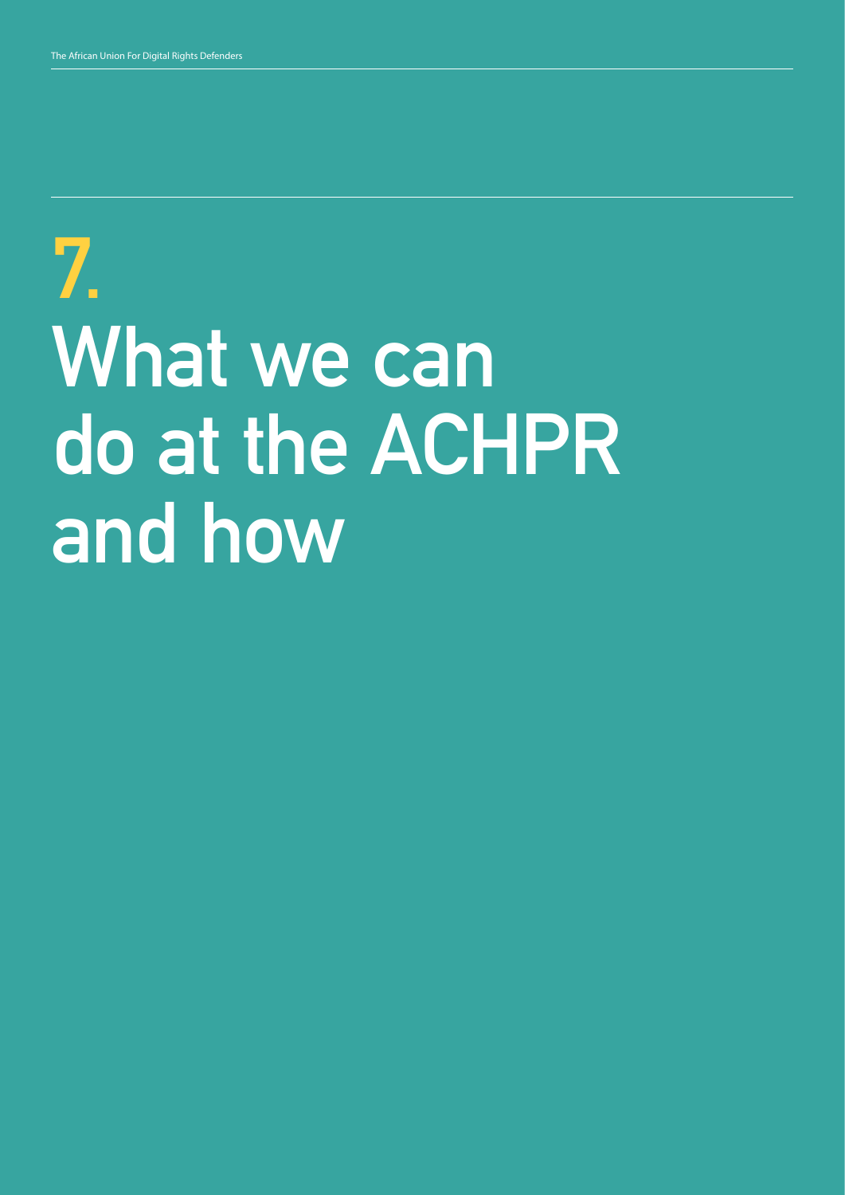# 7. What we can do at the ACHPR and how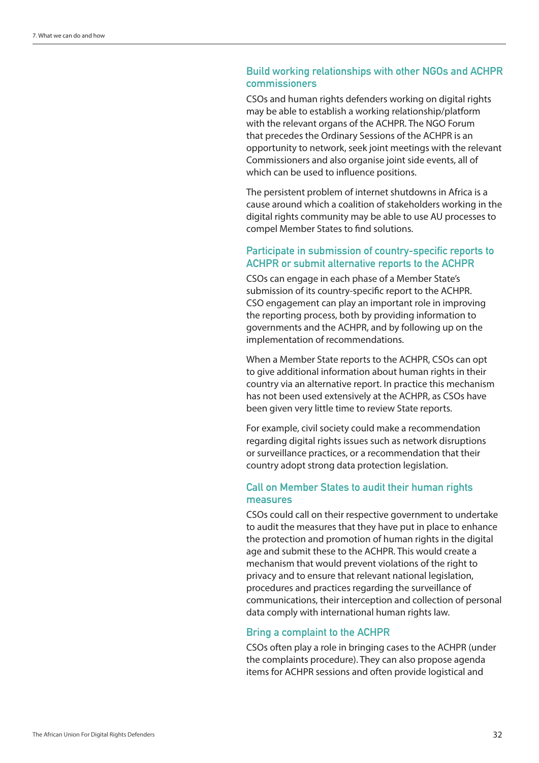### Build working relationships with other NGOs and ACHPR commissioners

CSOs and human rights defenders working on digital rights may be able to establish a working relationship/platform with the relevant organs of the ACHPR. The NGO Forum that precedes the Ordinary Sessions of the ACHPR is an opportunity to network, seek joint meetings with the relevant Commissioners and also organise joint side events, all of which can be used to influence positions.

The persistent problem of internet shutdowns in Africa is a cause around which a coalition of stakeholders working in the digital rights community may be able to use AU processes to compel Member States to find solutions.

### Participate in submission of country-specific reports to ACHPR or submit alternative reports to the ACHPR

CSOs can engage in each phase of a Member State's submission of its country-specific report to the ACHPR. CSO engagement can play an important role in improving the reporting process, both by providing information to governments and the ACHPR, and by following up on the implementation of recommendations.

When a Member State reports to the ACHPR, CSOs can opt to give additional information about human rights in their country via an alternative report. In practice this mechanism has not been used extensively at the ACHPR, as CSOs have been given very little time to review State reports.

For example, civil society could make a recommendation regarding digital rights issues such as network disruptions or surveillance practices, or a recommendation that their country adopt strong data protection legislation.

### Call on Member States to audit their human rights measures

CSOs could call on their respective government to undertake to audit the measures that they have put in place to enhance the protection and promotion of human rights in the digital age and submit these to the ACHPR. This would create a mechanism that would prevent violations of the right to privacy and to ensure that relevant national legislation, procedures and practices regarding the surveillance of communications, their interception and collection of personal data comply with international human rights law.

### Bring a complaint to the ACHPR

CSOs often play a role in bringing cases to the ACHPR (under the complaints procedure). They can also propose agenda items for ACHPR sessions and often provide logistical and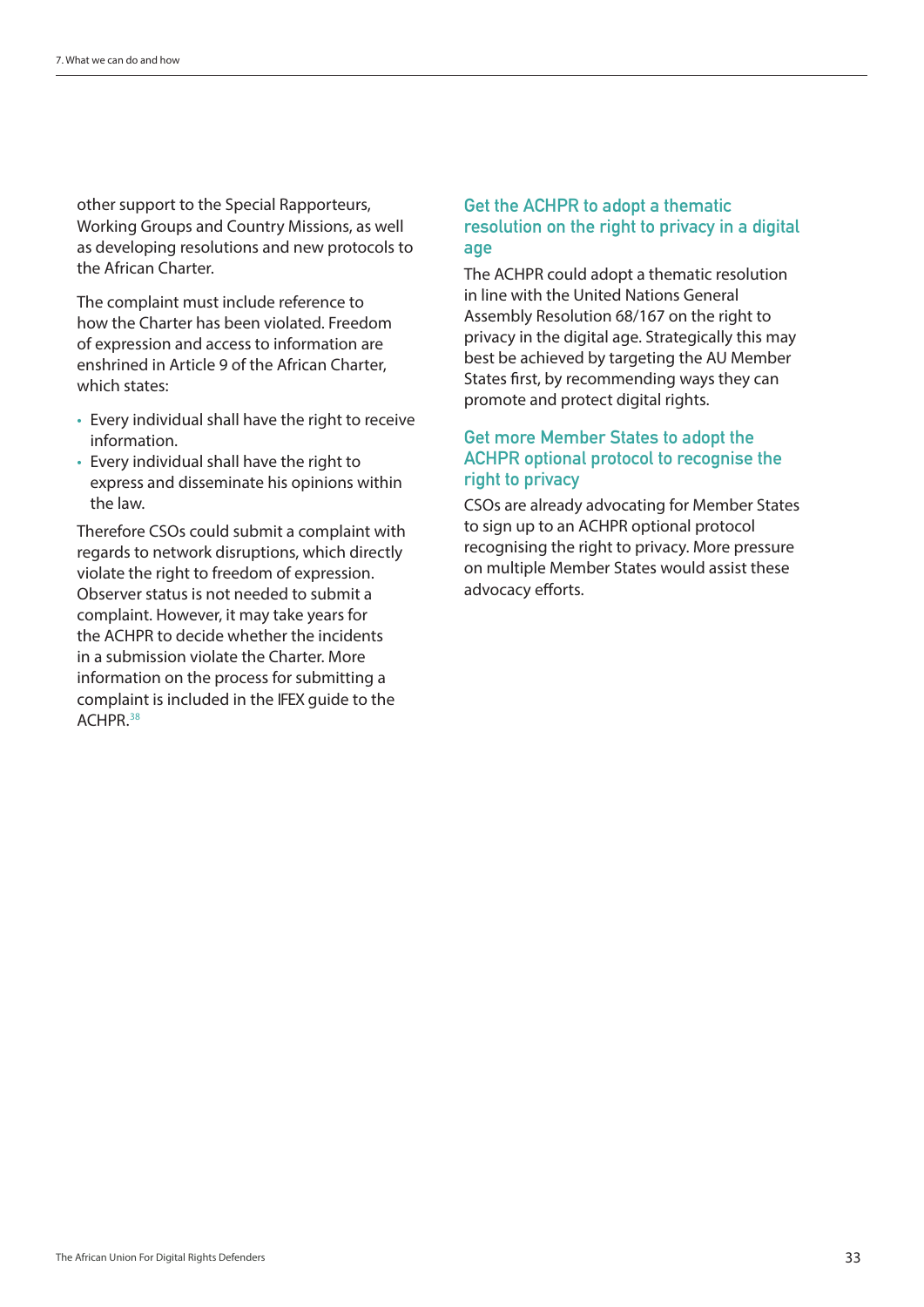other support to the Special Rapporteurs, Working Groups and Country Missions, as well as developing resolutions and new protocols to the African Charter.

The complaint must include reference to how the Charter has been violated. Freedom of expression and access to information are enshrined in Article 9 of the African Charter, which states:

- Every individual shall have the right to receive information.
- Every individual shall have the right to express and disseminate his opinions within the law.

Therefore CSOs could submit a complaint with regards to network disruptions, which directly violate the right to freedom of expression. Observer status is not needed to submit a complaint. However, it may take years for the ACHPR to decide whether the incidents in a submission violate the Charter. More information on the process for submitting a complaint is included in the IFEX guide to the ACHPR.[38]

### Get the ACHPR to adopt a thematic resolution on the right to privacy in a digital age

The ACHPR could adopt a thematic resolution in line with the United Nations General Assembly Resolution 68/167 on the right to privacy in the digital age. Strategically this may best be achieved by targeting the AU Member States first, by recommending ways they can promote and protect digital rights.

### Get more Member States to adopt the ACHPR optional protocol to recognise the right to privacy

CSOs are already advocating for Member States to sign up to an ACHPR optional protocol recognising the right to privacy. More pressure on multiple Member States would assist these advocacy efforts.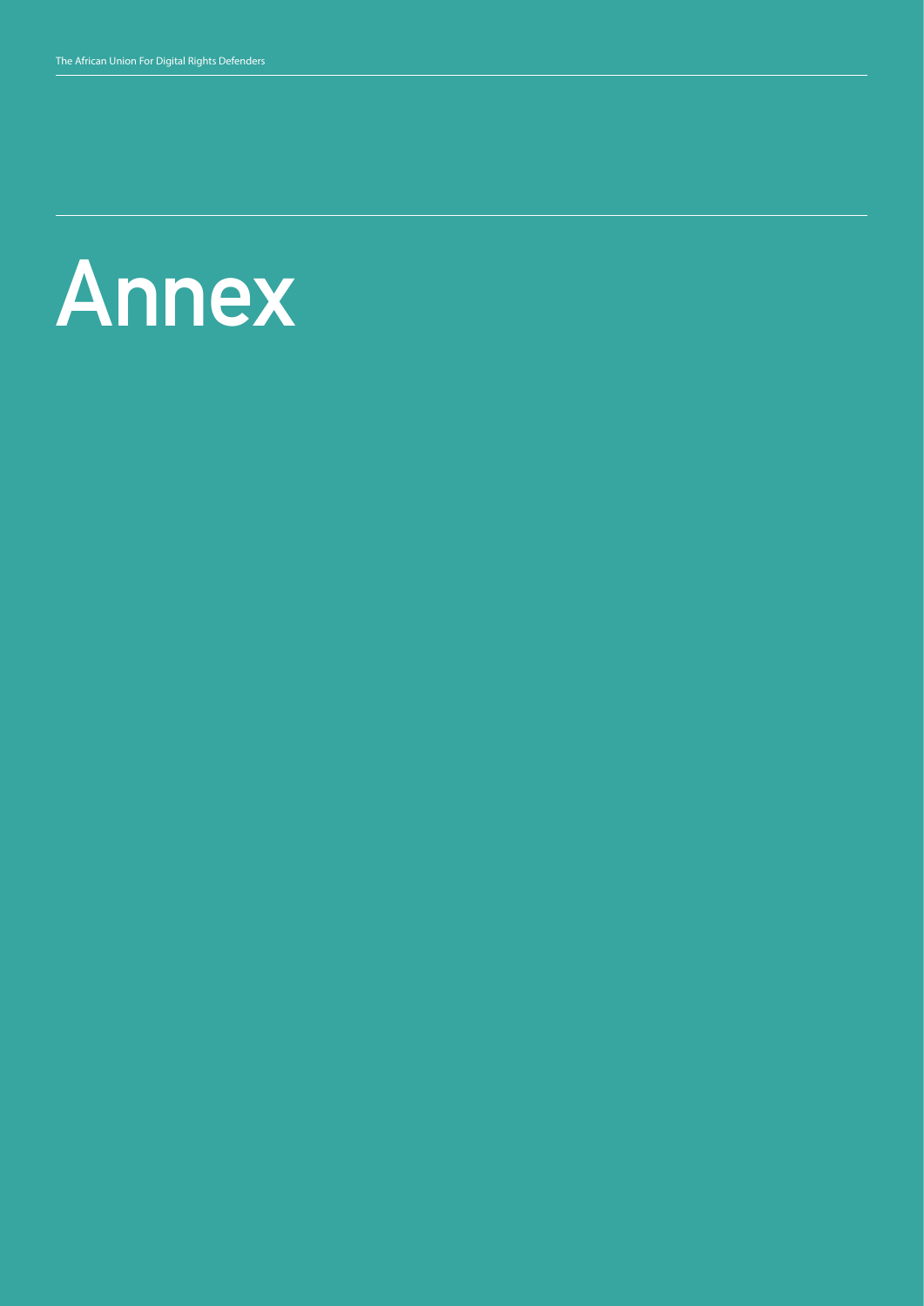# Annex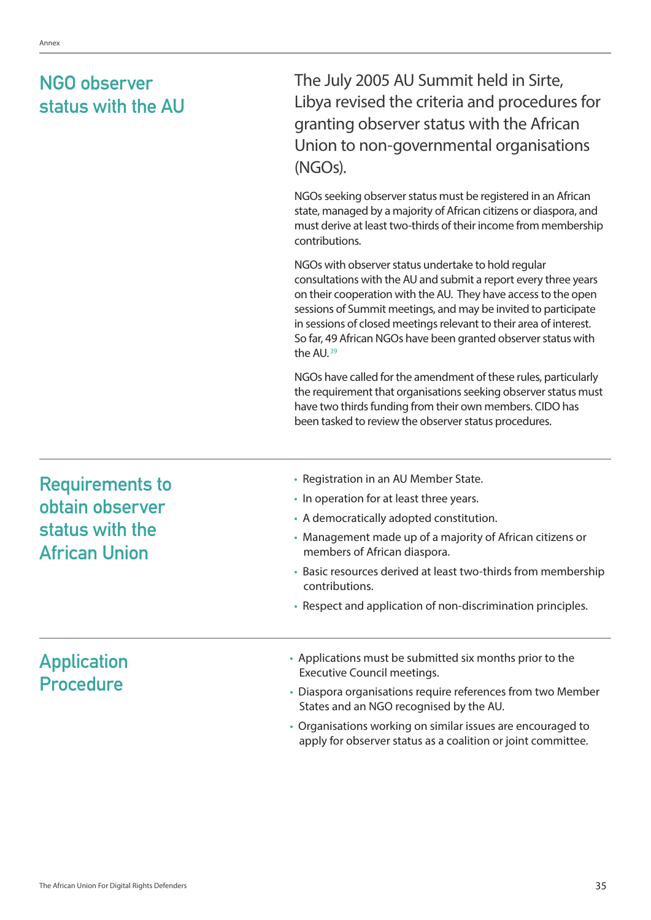## NGO observer status with the AU

The July 2005 AU Summit held in Sirte, Libya revised the criteria and procedures for granting observer status with the African Union to non-governmental organisations (NGOs).

NGOs seeking observer status must be registered in an African state, managed by a majority of African citizens or diaspora, and must derive at least two-thirds of their income from membership contributions.

NGOs with observer status undertake to hold regular consultations with the AU and submit a report every three years on their cooperation with the AU. They have access to the open sessions of Summit meetings, and may be invited to participate in sessions of closed meetings relevant to their area of interest. So far, 49 African NGOs have been granted observer status with the AU.[39]

NGOs have called for the amendment of these rules, particularly the requirement that organisations seeking observer status must have two thirds funding from their own members. CIDO has been tasked to review the observer status procedures.

## Requirements to obtain observer status with the African Union

- Registration in an AU Member State.
- In operation for at least three years.
- A democratically adopted constitution.
- Management made up of a majority of African citizens or members of African diaspora.
- Basic resources derived at least two-thirds from membership contributions.
- Respect and application of non-discrimination principles.

## Application Procedure

- Applications must be submitted six months prior to the Executive Council meetings.
- Diaspora organisations require references from two Member States and an NGO recognised by the AU.
- Organisations working on similar issues are encouraged to apply for observer status as a coalition or joint committee.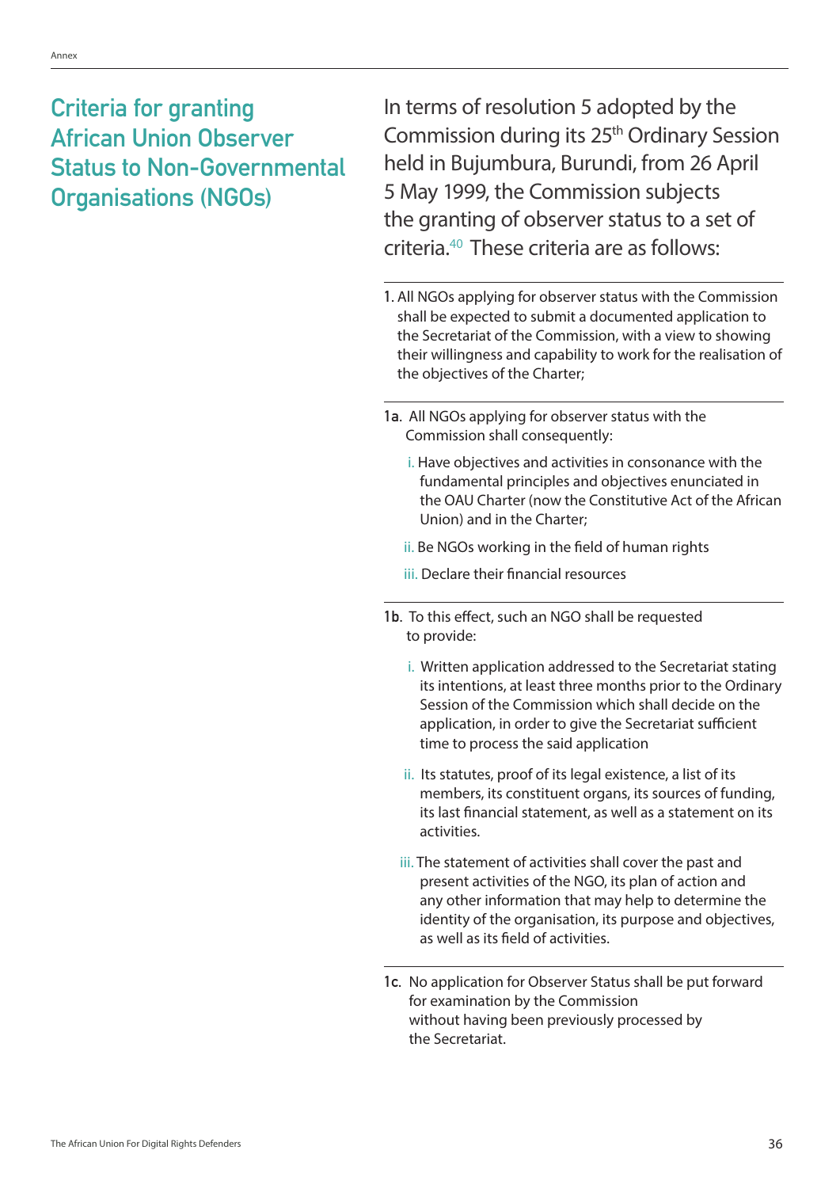## Criteria for granting African Union Observer Status to Non-Governmental Organisations (NGOs)

In terms of resolution 5 adopted by the Commission during its 25th Ordinary Session held in Bujumbura, Burundi, from 26 April 5 May 1999, the Commission subjects the granting of observer status to a set of criteria.[40] These criteria are as follows:

1. All NGOs applying for observer status with the Commission shall be expected to submit a documented application to the Secretariat of the Commission, with a view to showing their willingness and capability to work for the realisation of the objectives of the Charter;

1a. All NGOs applying for observer status with the Commission shall consequently:

- i. Have objectives and activities in consonance with the fundamental principles and objectives enunciated in the OAU Charter (now the Constitutive Act of the African Union) and in the Charter;
- ii. Be NGOs working in the field of human rights
- iii. Declare their financial resources

1b. To this effect, such an NGO shall be requested to provide:

- i. Written application addressed to the Secretariat stating its intentions, at least three months prior to the Ordinary Session of the Commission which shall decide on the application, in order to give the Secretariat sufficient time to process the said application
- ii. Its statutes, proof of its legal existence, a list of its members, its constituent organs, its sources of funding, its last financial statement, as well as a statement on its activities.
- iii. The statement of activities shall cover the past and present activities of the NGO, its plan of action and any other information that may help to determine the identity of the organisation, its purpose and objectives, as well as its field of activities.

1c. No application for Observer Status shall be put forward for examination by the Commission without having been previously processed by the Secretariat.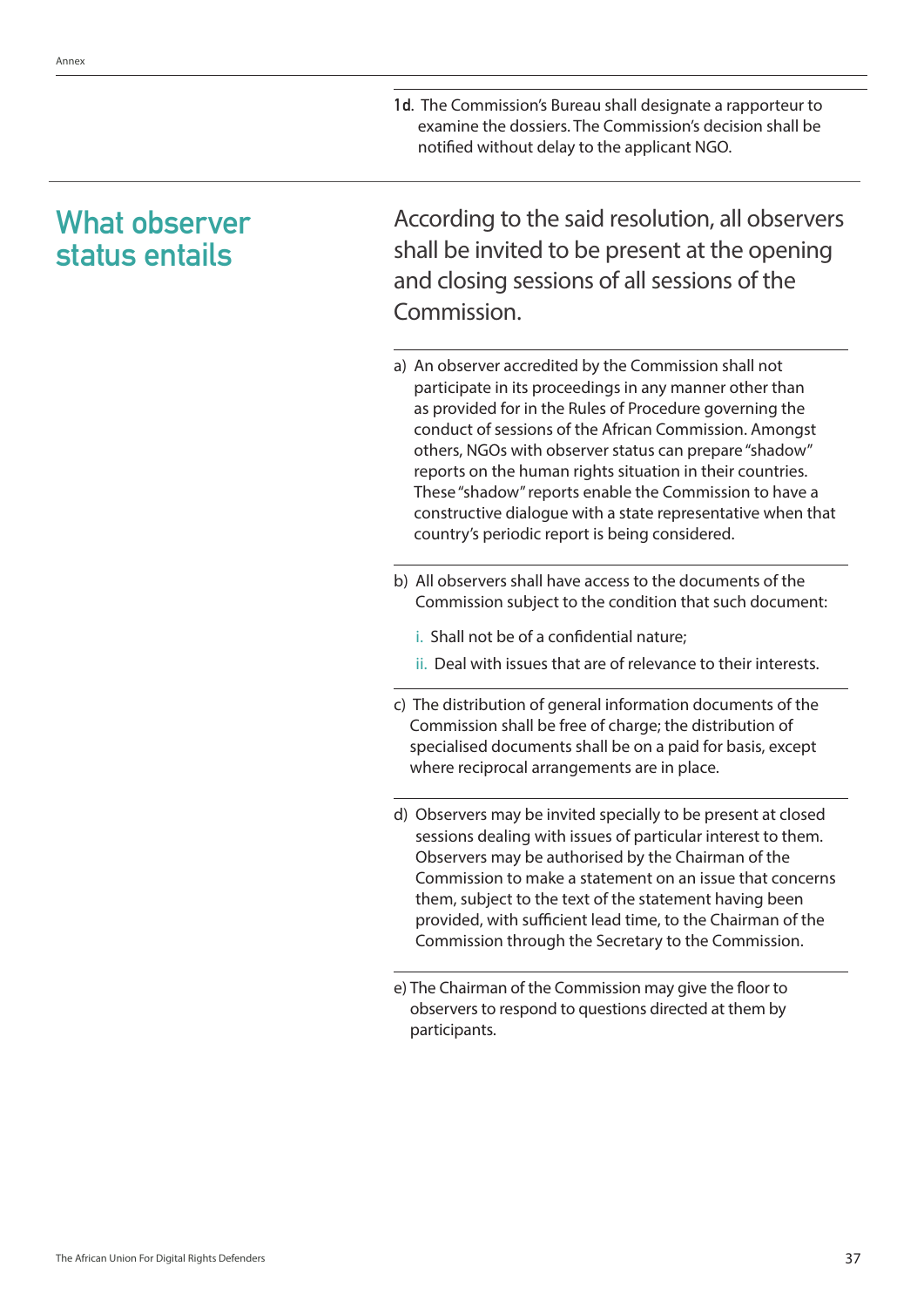1d. The Commission's Bureau shall designate a rapporteur to examine the dossiers. The Commission's decision shall be notified without delay to the applicant NGO.

## What observer status entails

According to the said resolution, all observers shall be invited to be present at the opening and closing sessions of all sessions of the Commission.

a) An observer accredited by the Commission shall not participate in its proceedings in any manner other than as provided for in the Rules of Procedure governing the conduct of sessions of the African Commission. Amongst others, NGOs with observer status can prepare "shadow" reports on the human rights situation in their countries. These "shadow" reports enable the Commission to have a constructive dialogue with a state representative when that country's periodic report is being considered.

b) All observers shall have access to the documents of the Commission subject to the condition that such document:

   i. Shall not be of a confidential nature;

   ii. Deal with issues that are of relevance to their interests.

c) The distribution of general information documents of the Commission shall be free of charge; the distribution of specialised documents shall be on a paid for basis, except where reciprocal arrangements are in place.

d) Observers may be invited specially to be present at closed sessions dealing with issues of particular interest to them. Observers may be authorised by the Chairman of the Commission to make a statement on an issue that concerns them, subject to the text of the statement having been provided, with sufficient lead time, to the Chairman of the Commission through the Secretary to the Commission.

e) The Chairman of the Commission may give the floor to observers to respond to questions directed at them by participants.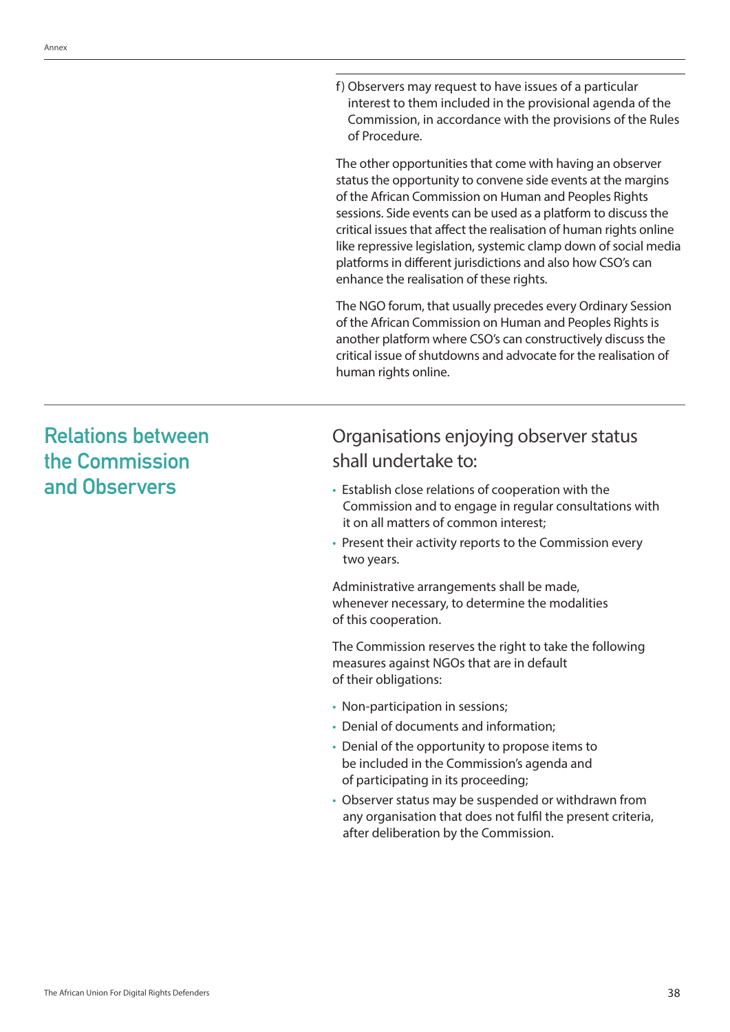f) Observers may request to have issues of a particular interest to them included in the provisional agenda of the Commission, in accordance with the provisions of the Rules of Procedure.

The other opportunities that come with having an observer status the opportunity to convene side events at the margins of the African Commission on Human and Peoples Rights sessions. Side events can be used as a platform to discuss the critical issues that affect the realisation of human rights online like repressive legislation, systemic clamp down of social media platforms in different jurisdictions and also how CSO's can enhance the realisation of these rights.

The NGO forum, that usually precedes every Ordinary Session of the African Commission on Human and Peoples Rights is another platform where CSO's can constructively discuss the critical issue of shutdowns and advocate for the realisation of human rights online.

## Relations between the Commission and Observers

### Organisations enjoying observer status shall undertake to:

- Establish close relations of cooperation with the Commission and to engage in regular consultations with it on all matters of common interest;
- Present their activity reports to the Commission every two years.

Administrative arrangements shall be made, whenever necessary, to determine the modalities of this cooperation.

The Commission reserves the right to take the following measures against NGOs that are in default of their obligations:

- Non-participation in sessions;
- Denial of documents and information;
- Denial of the opportunity to propose items to be included in the Commission's agenda and of participating in its proceeding;
- Observer status may be suspended or withdrawn from any organisation that does not fulfil the present criteria, after deliberation by the Commission.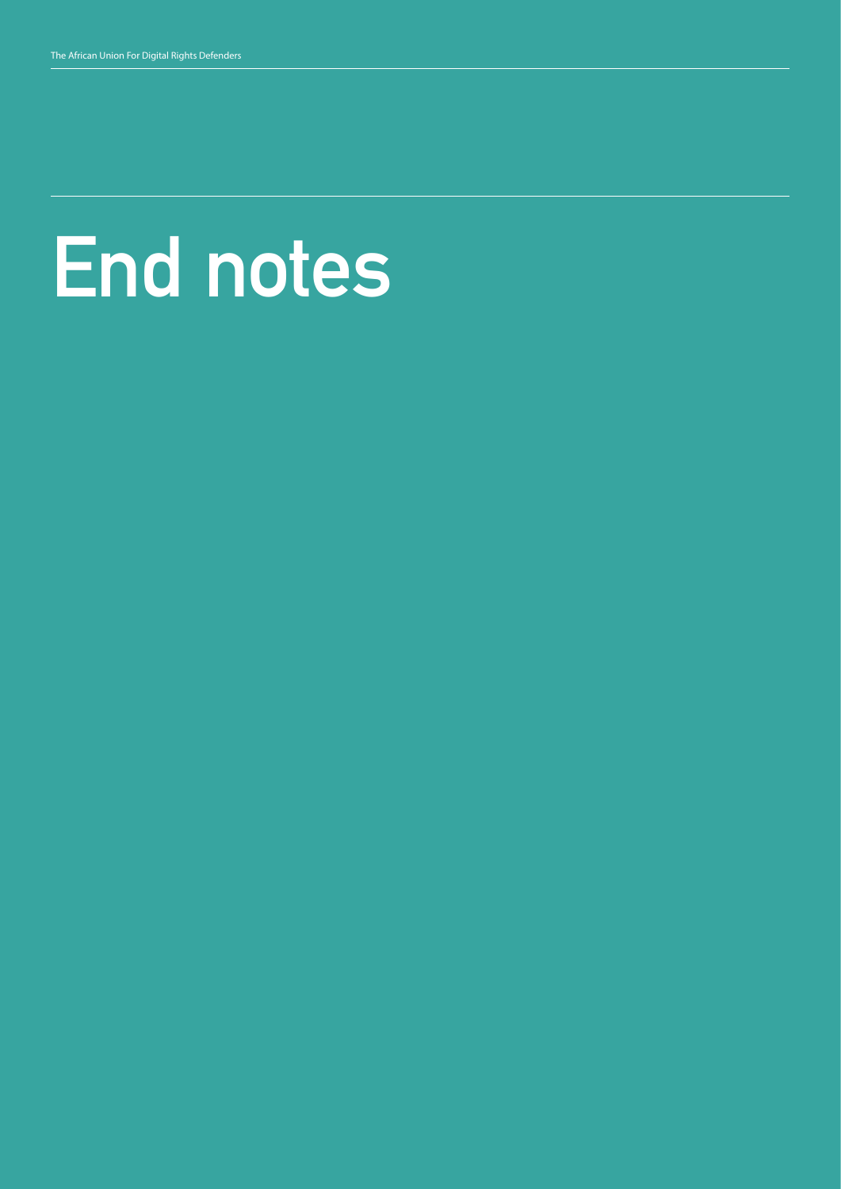# End notes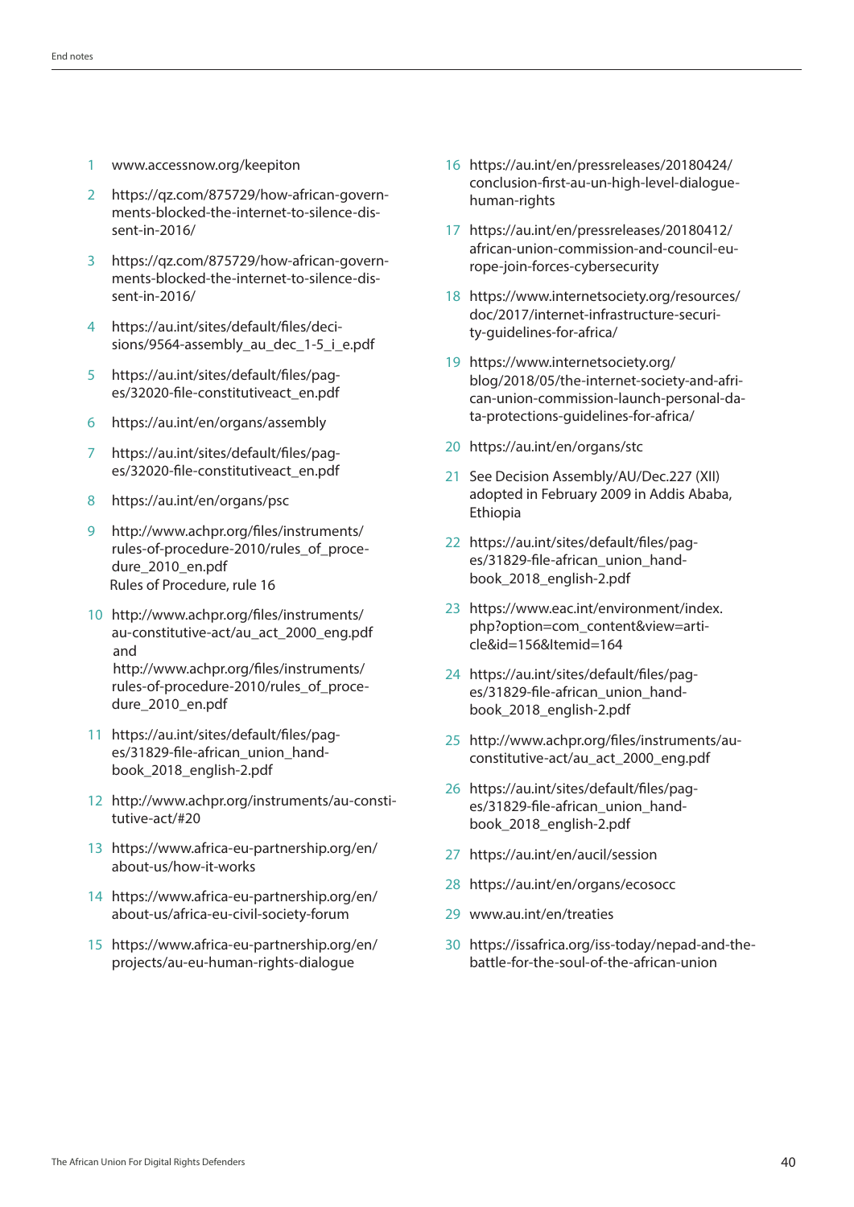1. www.accessnow.org/keepiton
2. https://qz.com/875729/how-african-governments-blocked-the-internet-to-silence-dissent-in-2016/
3. https://qz.com/875729/how-african-governments-blocked-the-internet-to-silence-dissent-in-2016/
4. https://au.int/sites/default/files/decisions/9564-assembly_au_dec_1-5_i_e.pdf
5. https://au.int/sites/default/files/pages/32020-file-constitutiveact_en.pdf
6. https://au.int/en/organs/assembly
7. https://au.int/sites/default/files/pages/32020-file-constitutiveact_en.pdf
8. https://au.int/en/organs/psc
9. http://www.achpr.org/files/instruments/rules-of-procedure-2010/rules_of_procedure_2010_en.pdf
   Rules of Procedure, rule 16
10. http://www.achpr.org/files/instruments/au-constitutive-act/au_act_2000_eng.pdf
    and
    http://www.achpr.org/files/instruments/rules-of-procedure-2010/rules_of_procedure_2010_en.pdf
11. https://au.int/sites/default/files/pages/31829-file-african_union_handbook_2018_english-2.pdf
12. http://www.achpr.org/instruments/au-constitutive-act/#20
13. https://www.africa-eu-partnership.org/en/about-us/how-it-works
14. https://www.africa-eu-partnership.org/en/about-us/africa-eu-civil-society-forum
15. https://www.africa-eu-partnership.org/en/projects/au-eu-human-rights-dialogue
16. https://au.int/en/pressreleases/20180424/conclusion-first-au-un-high-level-dialogue-human-rights
17. https://au.int/en/pressreleases/20180412/african-union-commission-and-council-europe-join-forces-cybersecurity
18. https://www.internetsociety.org/resources/doc/2017/internet-infrastructure-security-guidelines-for-africa/
19. https://www.internetsociety.org/blog/2018/05/the-internet-society-and-african-union-commission-launch-personal-data-protections-guidelines-for-africa/
20. https://au.int/en/organs/stc
21. See Decision Assembly/AU/Dec.227 (XII) adopted in February 2009 in Addis Ababa, Ethiopia
22. https://au.int/sites/default/files/pages/31829-file-african_union_handbook_2018_english-2.pdf
23. https://www.eac.int/environment/index.php?option=com_content&view=article&id=156&Itemid=164
24. https://au.int/sites/default/files/pages/31829-file-african_union_handbook_2018_english-2.pdf
25. http://www.achpr.org/files/instruments/au-constitutive-act/au_act_2000_eng.pdf
26. https://au.int/sites/default/files/pages/31829-file-african_union_handbook_2018_english-2.pdf
27. https://au.int/en/aucil/session
28. https://au.int/en/organs/ecosocc
29. www.au.int/en/treaties
30. https://issafrica.org/iss-today/nepad-and-the-battle-for-the-soul-of-the-african-union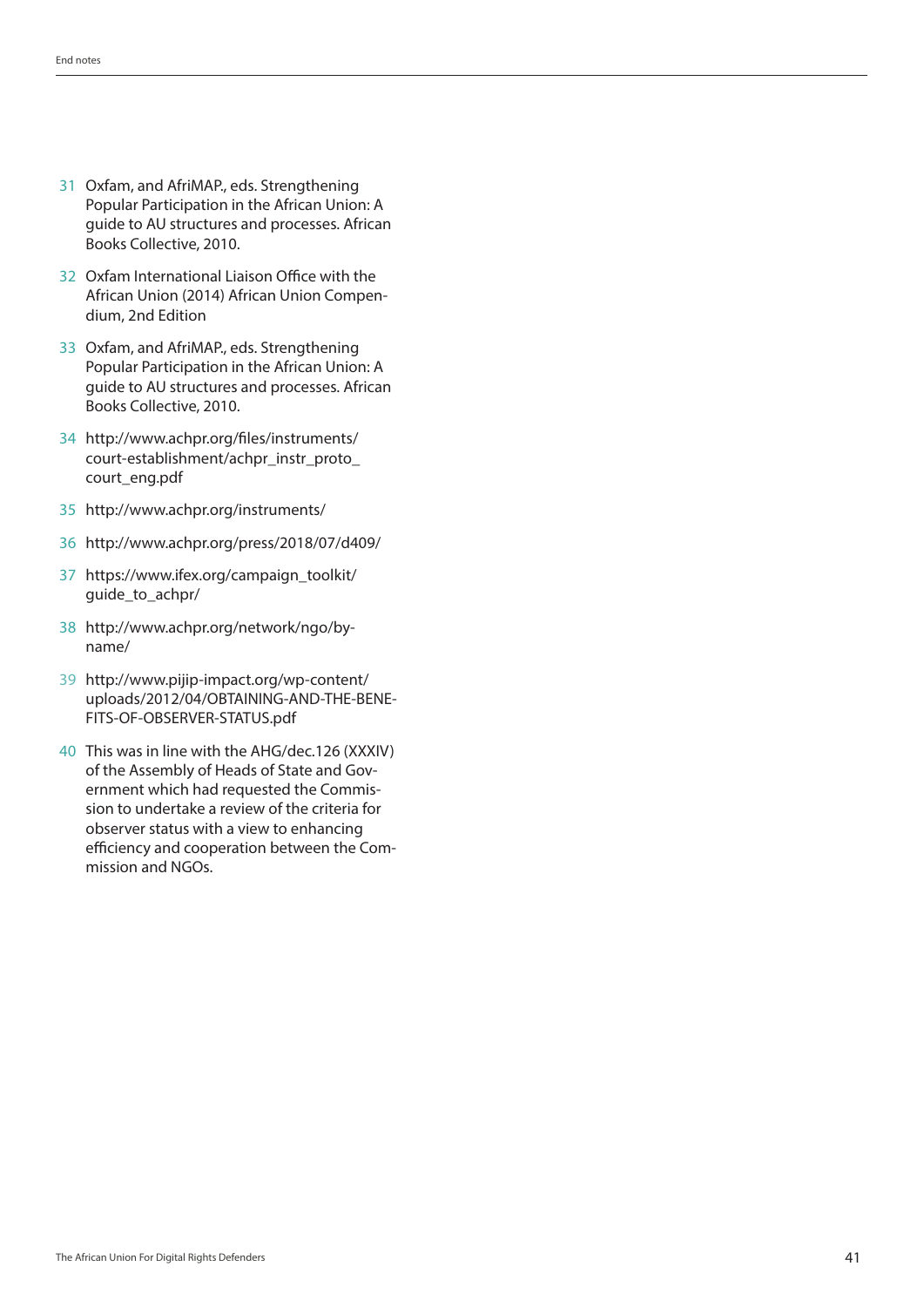31 Oxfam, and AfriMAP., eds. Strengthening Popular Participation in the African Union: A guide to AU structures and processes. African Books Collective, 2010.

32 Oxfam International Liaison Office with the African Union (2014) African Union Compendium, 2nd Edition

33 Oxfam, and AfriMAP., eds. Strengthening Popular Participation in the African Union: A guide to AU structures and processes. African Books Collective, 2010.

34 http://www.achpr.org/files/instruments/court-establishment/achpr_instr_proto_court_eng.pdf

35 http://www.achpr.org/instruments/

36 http://www.achpr.org/press/2018/07/d409/

37 https://www.ifex.org/campaign_toolkit/guide_to_achpr/

38 http://www.achpr.org/network/ngo/by-name/

39 http://www.pijip-impact.org/wp-content/uploads/2012/04/OBTAINING-AND-THE-BENEFITS-OF-OBSERVER-STATUS.pdf

40 This was in line with the AHG/dec.126 (XXXIV) of the Assembly of Heads of State and Government which had requested the Commission to undertake a review of the criteria for observer status with a view to enhancing efficiency and cooperation between the Commission and NGOs.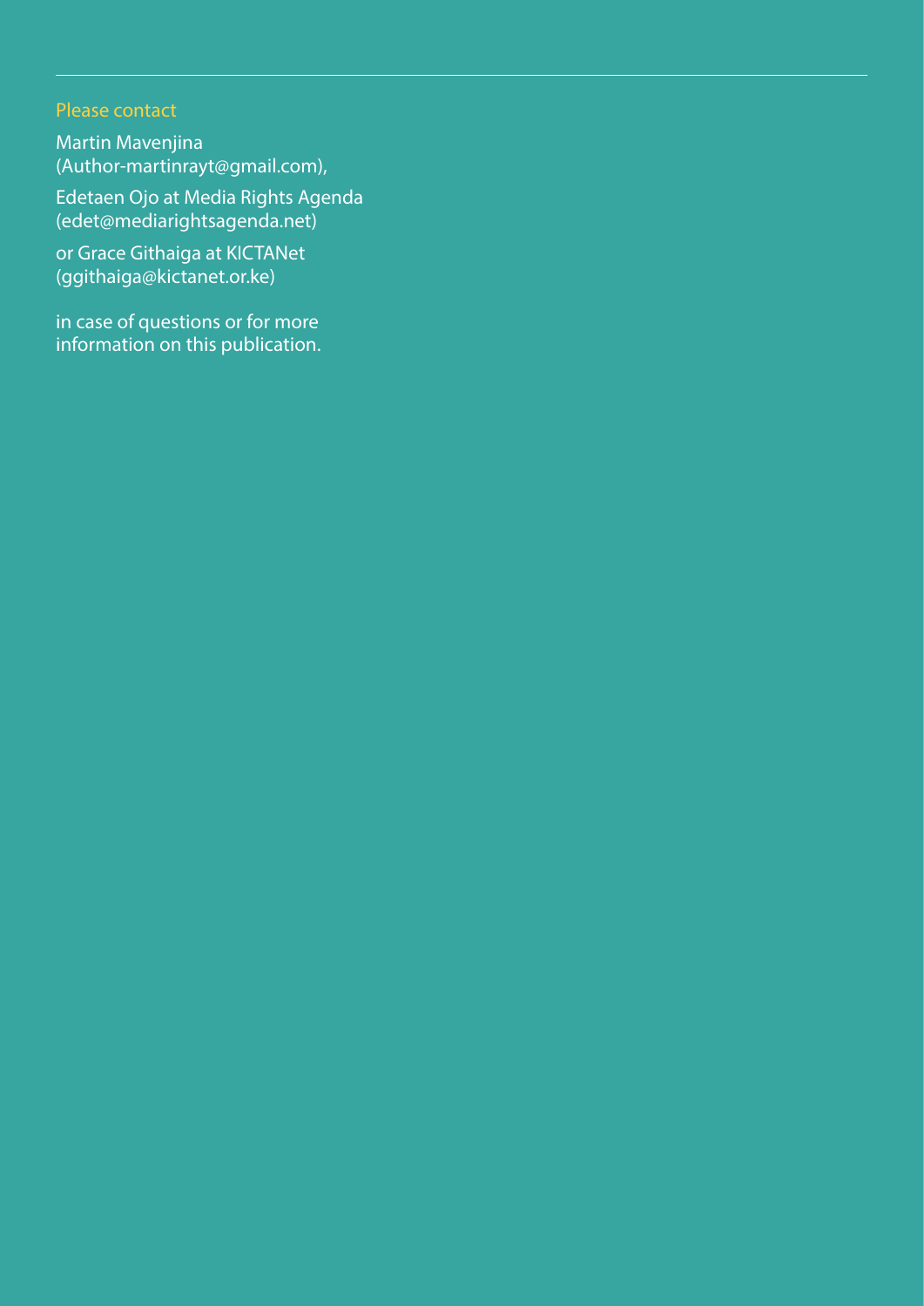Please contact

Martin Mavenjina
(Author-martinrayt@gmail.com),

Edetaen Ojo at Media Rights Agenda
(edet@mediarightsagenda.net)

or Grace Githaiga at KICTANet
(ggithaiga@kictanet.or.ke)

in case of questions or for more information on this publication.